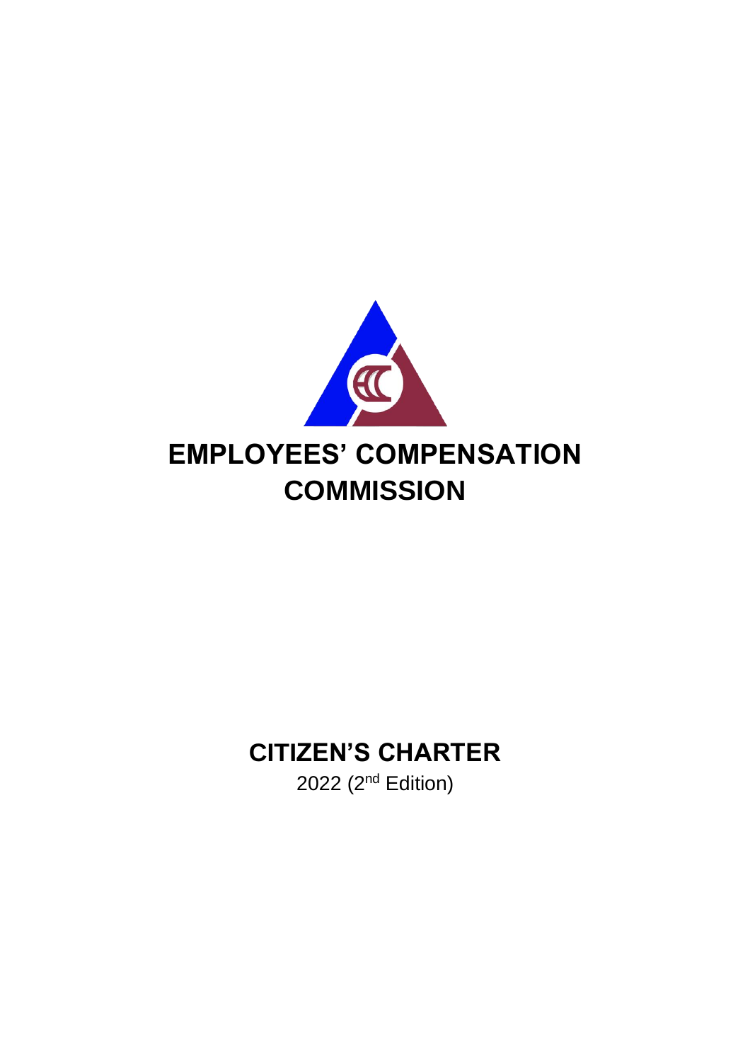# EMPLOYEES' COMPENSATION COMMISSION

## CITIZEN'S CHARTER

2022 (2nd Edition)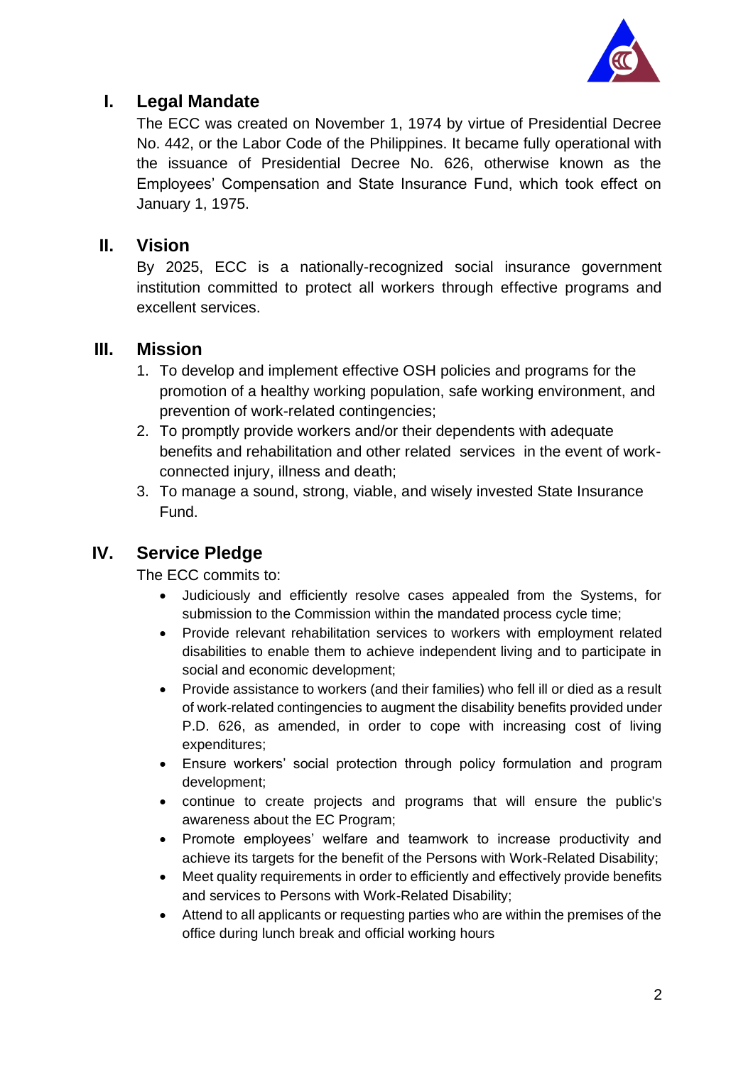## I. Legal Mandate

The ECC was created on November 1, 1974 by virtue of Presidential Decree No. 442, or the Labor Code of the Philippines. It became fully operational with the issuance of Presidential Decree No. 626, otherwise known as the Employees' Compensation and State Insurance Fund, which took effect on January 1, 1975.

## II. Vision

By 2025, ECC is a nationally-recognized social insurance government institution committed to protect all workers through effective programs and excellent services.

## III. Mission

1. To develop and implement effective OSH policies and programs for the promotion of a healthy working population, safe working environment, and prevention of work-related contingencies;
2. To promptly provide workers and/or their dependents with adequate benefits and rehabilitation and other related services in the event of work-connected injury, illness and death;
3. To manage a sound, strong, viable, and wisely invested State Insurance Fund.

## IV. Service Pledge

The ECC commits to:

- Judiciously and efficiently resolve cases appealed from the Systems, for submission to the Commission within the mandated process cycle time;
- Provide relevant rehabilitation services to workers with employment related disabilities to enable them to achieve independent living and to participate in social and economic development;
- Provide assistance to workers (and their families) who fell ill or died as a result of work-related contingencies to augment the disability benefits provided under P.D. 626, as amended, in order to cope with increasing cost of living expenditures;
- Ensure workers' social protection through policy formulation and program development;
- continue to create projects and programs that will ensure the public's awareness about the EC Program;
- Promote employees' welfare and teamwork to increase productivity and achieve its targets for the benefit of the Persons with Work-Related Disability;
- Meet quality requirements in order to efficiently and effectively provide benefits and services to Persons with Work-Related Disability;
- Attend to all applicants or requesting parties who are within the premises of the office during lunch break and official working hours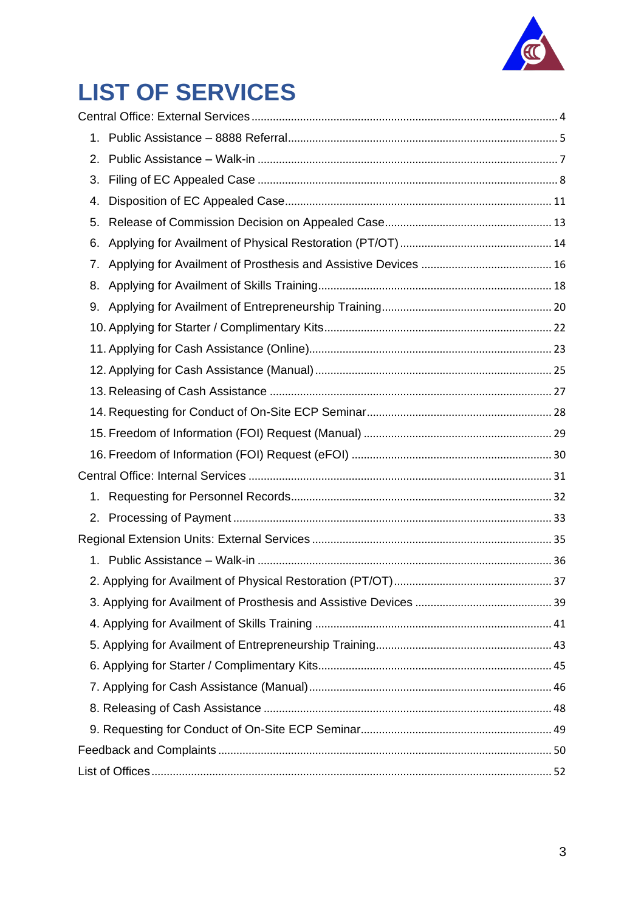# LIST OF SERVICES

Central Office: External Services ........ 4

1. Public Assistance – 8888 Referral ........ 5
2. Public Assistance – Walk-in ........ 7
3. Filing of EC Appealed Case ........ 8
4. Disposition of EC Appealed Case ........ 11
5. Release of Commission Decision on Appealed Case ........ 13
6. Applying for Availment of Physical Restoration (PT/OT) ........ 14
7. Applying for Availment of Prosthesis and Assistive Devices ........ 16
8. Applying for Availment of Skills Training ........ 18
9. Applying for Availment of Entrepreneurship Training ........ 20
10. Applying for Starter / Complimentary Kits ........ 22
11. Applying for Cash Assistance (Online) ........ 23
12. Applying for Cash Assistance (Manual) ........ 25
13. Releasing of Cash Assistance ........ 27
14. Requesting for Conduct of On-Site ECP Seminar ........ 28
15. Freedom of Information (FOI) Request (Manual) ........ 29
16. Freedom of Information (FOI) Request (eFOI) ........ 30

Central Office: Internal Services ........ 31

1. Requesting for Personnel Records ........ 32
2. Processing of Payment ........ 33

Regional Extension Units: External Services ........ 35

1. Public Assistance – Walk-in ........ 36
2. Applying for Availment of Physical Restoration (PT/OT) ........ 37
3. Applying for Availment of Prosthesis and Assistive Devices ........ 39
4. Applying for Availment of Skills Training ........ 41
5. Applying for Availment of Entrepreneurship Training ........ 43
6. Applying for Starter / Complimentary Kits ........ 45
7. Applying for Cash Assistance (Manual) ........ 46
8. Releasing of Cash Assistance ........ 48
9. Requesting for Conduct of On-Site ECP Seminar ........ 49

Feedback and Complaints ........ 50

List of Offices ........ 52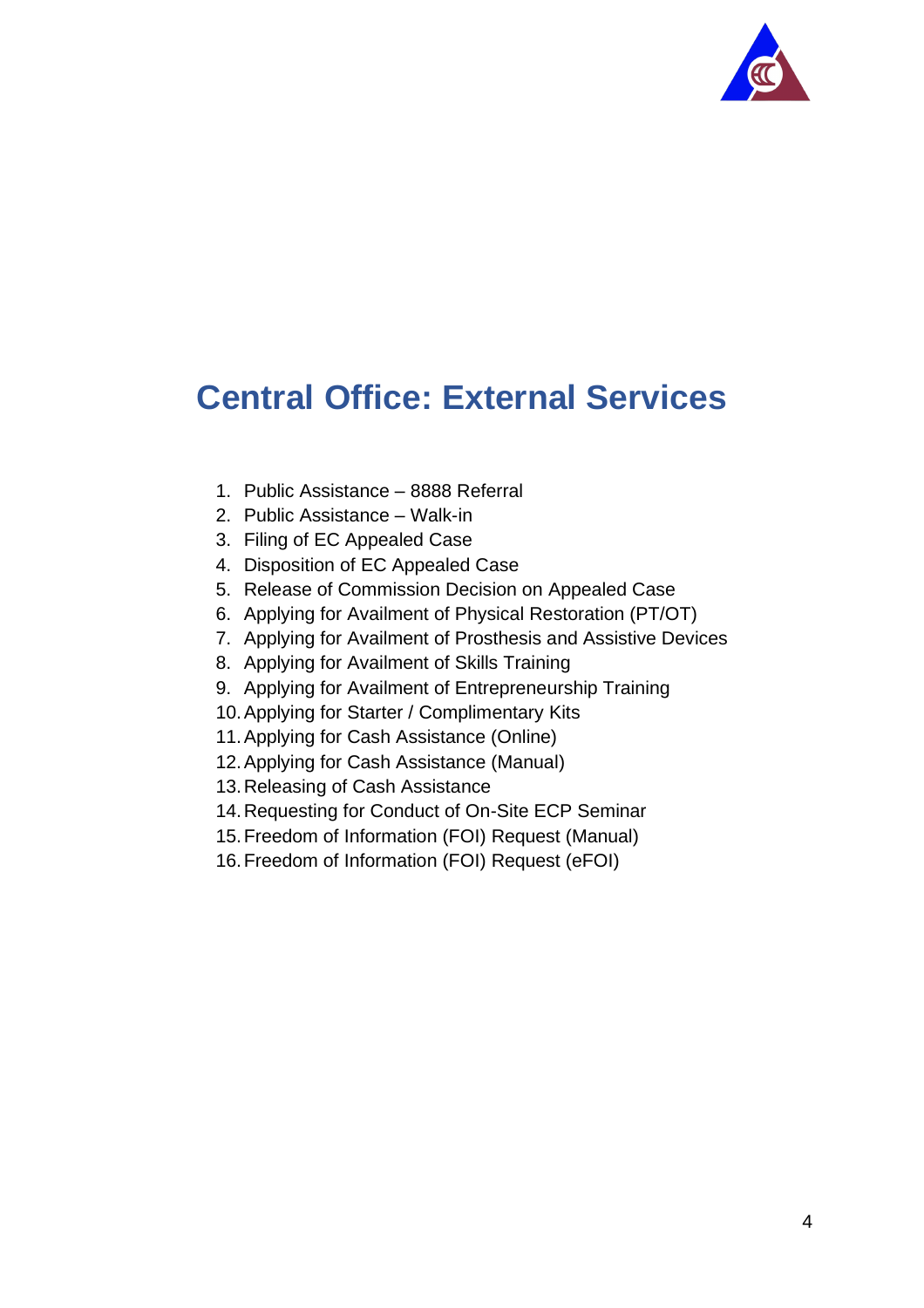# Central Office: External Services

1. Public Assistance – 8888 Referral
2. Public Assistance – Walk-in
3. Filing of EC Appealed Case
4. Disposition of EC Appealed Case
5. Release of Commission Decision on Appealed Case
6. Applying for Availment of Physical Restoration (PT/OT)
7. Applying for Availment of Prosthesis and Assistive Devices
8. Applying for Availment of Skills Training
9. Applying for Availment of Entrepreneurship Training
10. Applying for Starter / Complimentary Kits
11. Applying for Cash Assistance (Online)
12. Applying for Cash Assistance (Manual)
13. Releasing of Cash Assistance
14. Requesting for Conduct of On-Site ECP Seminar
15. Freedom of Information (FOI) Request (Manual)
16. Freedom of Information (FOI) Request (eFOI)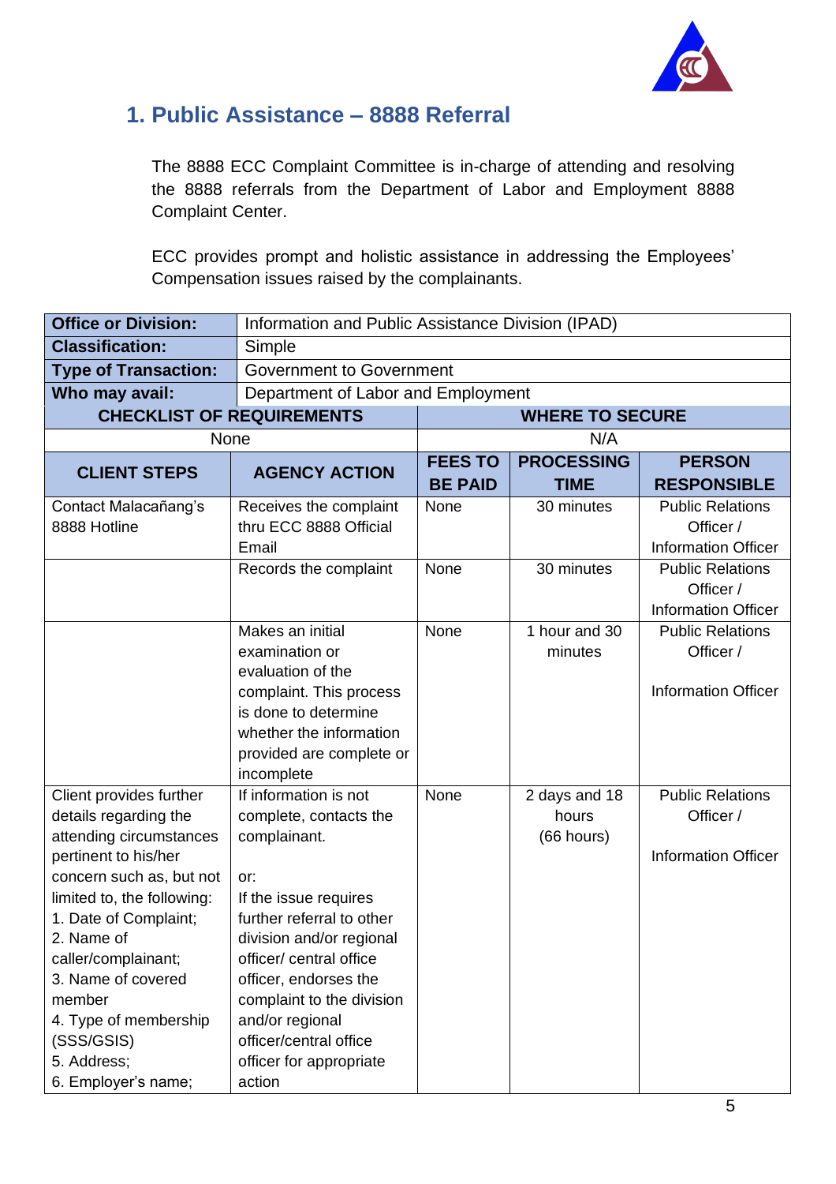## 1. Public Assistance – 8888 Referral

The 8888 ECC Complaint Committee is in-charge of attending and resolving the 8888 referrals from the Department of Labor and Employment 8888 Complaint Center.

ECC provides prompt and holistic assistance in addressing the Employees' Compensation issues raised by the complainants.

| **Office or Division:** | Information and Public Assistance Division (IPAD) |
|---|---|
| **Classification:** | Simple |
| **Type of Transaction:** | Government to Government |
| **Who may avail:** | Department of Labor and Employment |

| **CHECKLIST OF REQUIREMENTS** | **WHERE TO SECURE** |
|---|---|
| None | N/A |

| **CLIENT STEPS** | **AGENCY ACTION** | **FEES TO BE PAID** | **PROCESSING TIME** | **PERSON RESPONSIBLE** |
|---|---|---|---|---|
| Contact Malacañang's 8888 Hotline | Receives the complaint thru ECC 8888 Official Email | None | 30 minutes | Public Relations Officer / Information Officer |
| | Records the complaint | None | 30 minutes | Public Relations Officer / Information Officer |
| | Makes an initial examination or evaluation of the complaint. This process is done to determine whether the information provided are complete or incomplete | None | 1 hour and 30 minutes | Public Relations Officer / Information Officer |
| Client provides further details regarding the attending circumstances pertinent to his/her concern such as, but not limited to, the following:<br>1. Date of Complaint;<br>2. Name of caller/complainant;<br>3. Name of covered member<br>4. Type of membership (SSS/GSIS)<br>5. Address;<br>6. Employer's name; | If information is not complete, contacts the complainant.<br><br>or:<br>If the issue requires further referral to other division and/or regional officer/ central office officer, endorses the complaint to the division and/or regional officer/central office officer for appropriate action | None | 2 days and 18 hours (66 hours) | Public Relations Officer / Information Officer |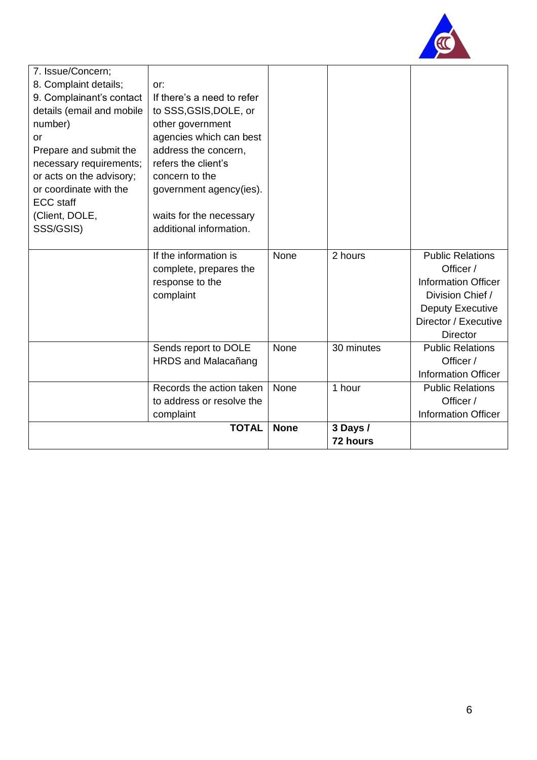| | | | | |
|---|---|---|---|---|
| 7. Issue/Concern;<br>8. Complaint details;<br>9. Complainant's contact details (email and mobile number)<br>or<br>Prepare and submit the necessary requirements; or acts on the advisory; or coordinate with the ECC staff<br>(Client, DOLE, SSS/GSIS) | or:<br>If there's a need to refer to SSS,GSIS,DOLE, or other government agencies which can best address the concern, refers the client's concern to the government agency(ies).<br><br>waits for the necessary additional information. | | | |
| | If the information is complete, prepares the response to the complaint | None | 2 hours | Public Relations Officer / Information Officer Division Chief / Deputy Executive Director / Executive Director |
| | Sends report to DOLE HRDS and Malacañang | None | 30 minutes | Public Relations Officer / Information Officer |
| | Records the action taken to address or resolve the complaint | None | 1 hour | Public Relations Officer / Information Officer |
| | **TOTAL** | **None** | **3 Days / 72 hours** | |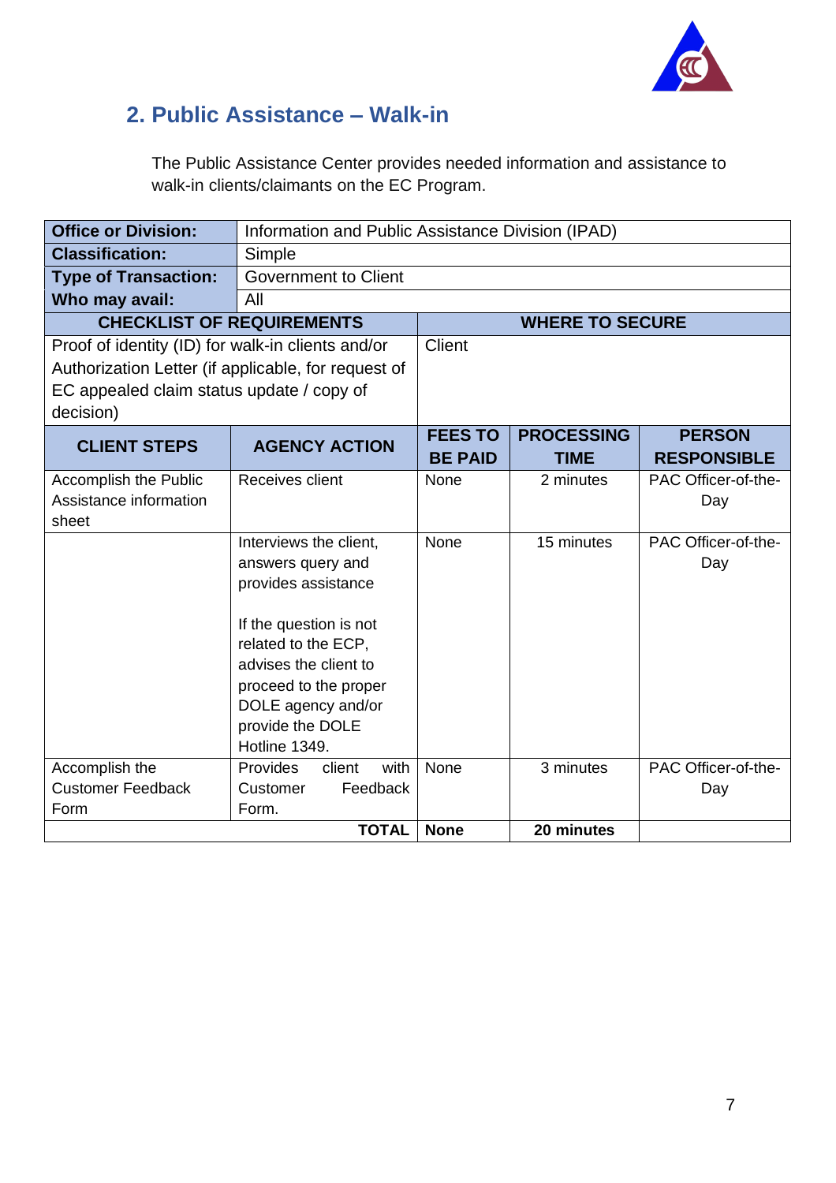## 2. Public Assistance – Walk-in

The Public Assistance Center provides needed information and assistance to walk-in clients/claimants on the EC Program.

| **Office or Division:** | Information and Public Assistance Division (IPAD) | | | |
|---|---|---|---|---|
| **Classification:** | Simple | | | |
| **Type of Transaction:** | Government to Client | | | |
| **Who may avail:** | All | | | |
| **CHECKLIST OF REQUIREMENTS** | | **WHERE TO SECURE** | | |
| Proof of identity (ID) for walk-in clients and/or Authorization Letter (if applicable, for request of EC appealed claim status update / copy of decision) | | Client | | |
| **CLIENT STEPS** | **AGENCY ACTION** | **FEES TO BE PAID** | **PROCESSING TIME** | **PERSON RESPONSIBLE** |
| Accomplish the Public Assistance information sheet | Receives client | None | 2 minutes | PAC Officer-of-the-Day |
| | Interviews the client, answers query and provides assistance<br><br>If the question is not related to the ECP, advises the client to proceed to the proper DOLE agency and/or provide the DOLE Hotline 1349. | None | 15 minutes | PAC Officer-of-the-Day |
| Accomplish the Customer Feedback Form | Provides client with Customer Feedback Form. | None | 3 minutes | PAC Officer-of-the-Day |
| | **TOTAL** | **None** | **20 minutes** | |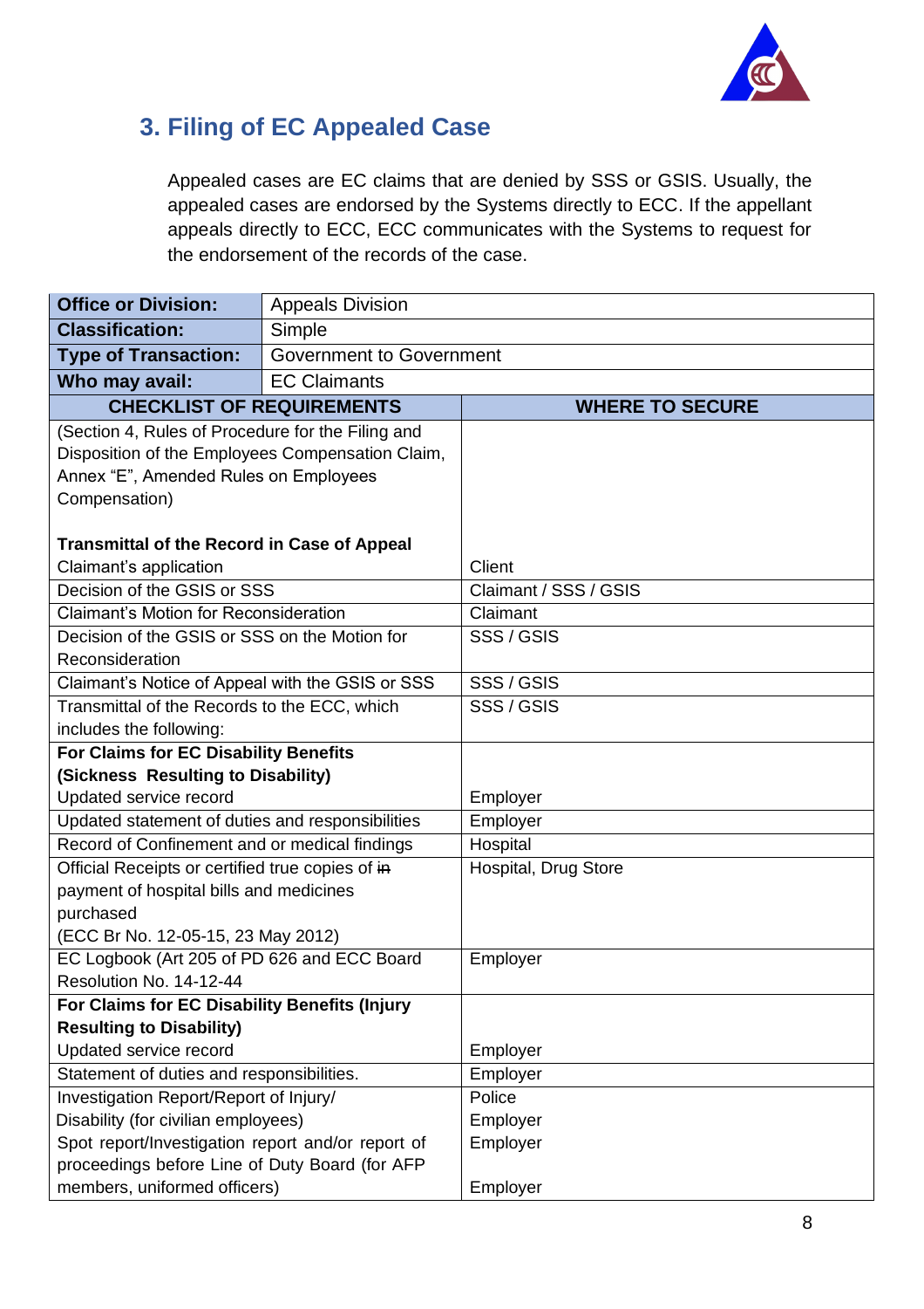## 3. Filing of EC Appealed Case

Appealed cases are EC claims that are denied by SSS or GSIS. Usually, the appealed cases are endorsed by the Systems directly to ECC. If the appellant appeals directly to ECC, ECC communicates with the Systems to request for the endorsement of the records of the case.

| **Office or Division:** | Appeals Division |
|---|---|
| **Classification:** | Simple |
| **Type of Transaction:** | Government to Government |
| **Who may avail:** | EC Claimants |

| **CHECKLIST OF REQUIREMENTS** | **WHERE TO SECURE** |
|---|---|
| (Section 4, Rules of Procedure for the Filing and Disposition of the Employees Compensation Claim, Annex "E", Amended Rules on Employees Compensation)<br><br>**Transmittal of the Record in Case of Appeal**<br>Claimant's application | <br><br><br><br>Client |
| Decision of the GSIS or SSS | Claimant / SSS / GSIS |
| Claimant's Motion for Reconsideration | Claimant |
| Decision of the GSIS or SSS on the Motion for Reconsideration | SSS / GSIS |
| Claimant's Notice of Appeal with the GSIS or SSS | SSS / GSIS |
| Transmittal of the Records to the ECC, which includes the following: | SSS / GSIS |
| **For Claims for EC Disability Benefits (Sickness Resulting to Disability)**<br>Updated service record | <br><br>Employer |
| Updated statement of duties and responsibilities | Employer |
| Record of Confinement and or medical findings | Hospital |
| Official Receipts or certified true copies of ~~in~~ payment of hospital bills and medicines purchased<br>(ECC Br No. 12-05-15, 23 May 2012) | Hospital, Drug Store |
| EC Logbook (Art 205 of PD 626 and ECC Board Resolution No. 14-12-44 | Employer |
| **For Claims for EC Disability Benefits (Injury Resulting to Disability)**<br>Updated service record | <br><br>Employer |
| Statement of duties and responsibilities. | Employer |
| Investigation Report/Report of Injury/<br>Disability (for civilian employees)<br>Spot report/Investigation report and/or report of proceedings before Line of Duty Board (for AFP members, uniformed officers) | Police<br>Employer<br>Employer<br><br>Employer |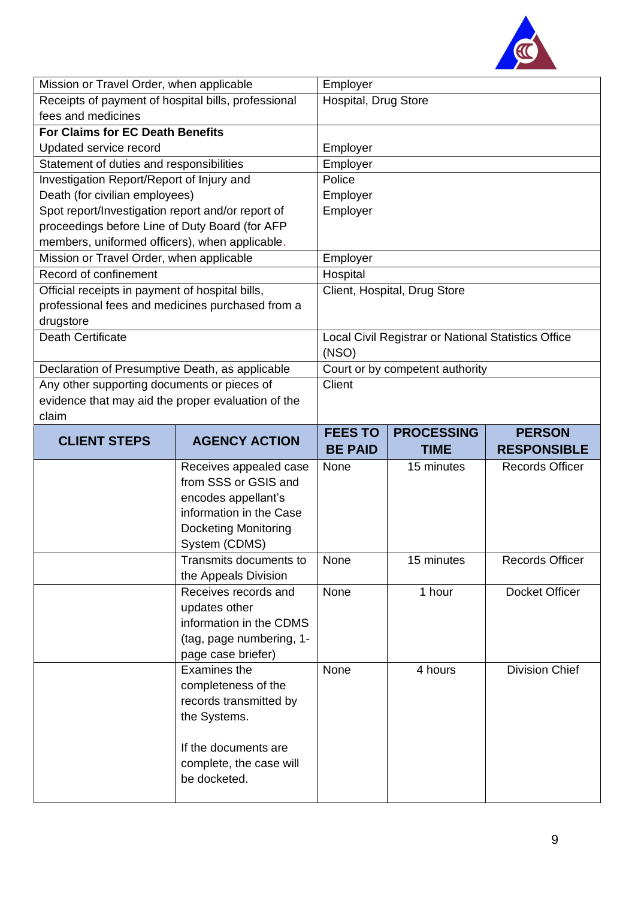| | |
|---|---|
| Mission or Travel Order, when applicable | Employer |
| Receipts of payment of hospital bills, professional fees and medicines | Hospital, Drug Store |
| **For Claims for EC Death Benefits**<br>Updated service record | <br>Employer |
| Statement of duties and responsibilities | Employer |
| Investigation Report/Report of Injury and Death (for civilian employees)<br>Spot report/Investigation report and/or report of proceedings before Line of Duty Board (for AFP members, uniformed officers), when applicable. | Police<br>Employer<br>Employer |
| Mission or Travel Order, when applicable | Employer |
| Record of confinement | Hospital |
| Official receipts in payment of hospital bills, professional fees and medicines purchased from a drugstore | Client, Hospital, Drug Store |
| Death Certificate | Local Civil Registrar or National Statistics Office (NSO) |
| Declaration of Presumptive Death, as applicable | Court or by competent authority |
| Any other supporting documents or pieces of evidence that may aid the proper evaluation of the claim | Client |

| CLIENT STEPS | AGENCY ACTION | FEES TO BE PAID | PROCESSING TIME | PERSON RESPONSIBLE |
|---|---|---|---|---|
| | Receives appealed case from SSS or GSIS and encodes appellant's information in the Case Docketing Monitoring System (CDMS) | None | 15 minutes | Records Officer |
| | Transmits documents to the Appeals Division | None | 15 minutes | Records Officer |
| | Receives records and updates other information in the CDMS (tag, page numbering, 1-page case briefer) | None | 1 hour | Docket Officer |
| | Examines the completeness of the records transmitted by the Systems.<br><br>If the documents are complete, the case will be docketed. | None | 4 hours | Division Chief |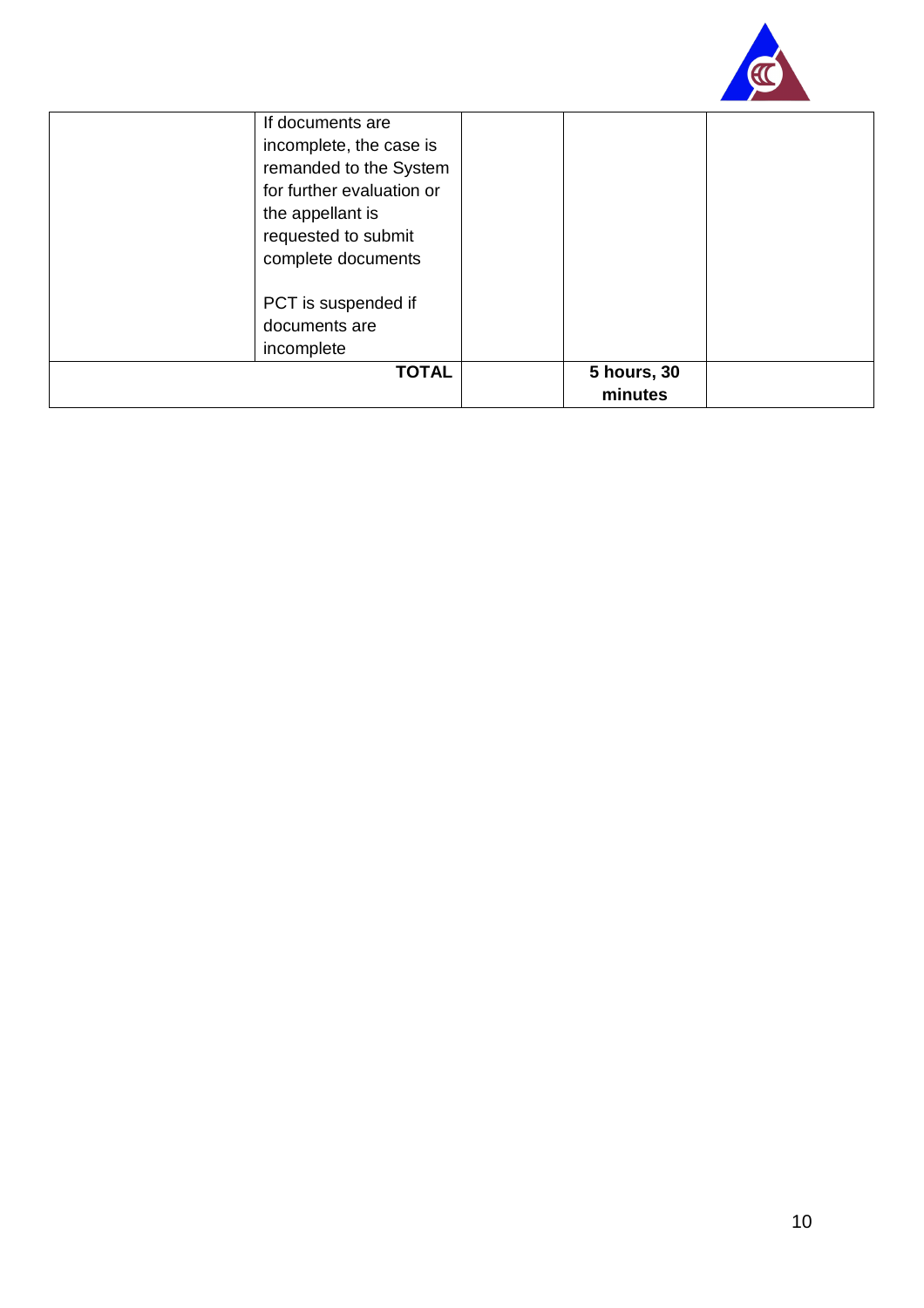| | | | | |
|---|---|---|---|---|
| | If documents are incomplete, the case is remanded to the System for further evaluation or the appellant is requested to submit complete documents<br><br>PCT is suspended if documents are incomplete | | | |
| | **TOTAL** | | **5 hours, 30 minutes** | |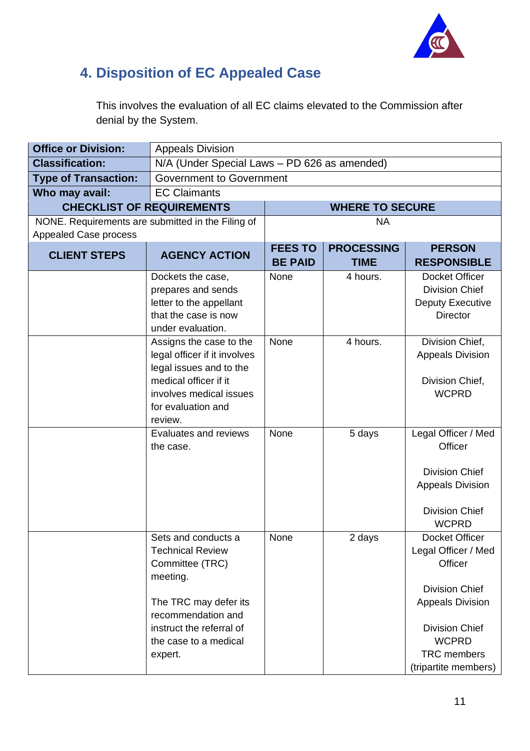## 4. Disposition of EC Appealed Case

This involves the evaluation of all EC claims elevated to the Commission after denial by the System.

| **Office or Division:** | Appeals Division |
|---|---|
| **Classification:** | N/A (Under Special Laws – PD 626 as amended) |
| **Type of Transaction:** | Government to Government |
| **Who may avail:** | EC Claimants |

| **CHECKLIST OF REQUIREMENTS** | **WHERE TO SECURE** |
|---|---|
| NONE. Requirements are submitted in the Filing of Appealed Case process | NA |

| **CLIENT STEPS** | **AGENCY ACTION** | **FEES TO BE PAID** | **PROCESSING TIME** | **PERSON RESPONSIBLE** |
|---|---|---|---|---|
| | Dockets the case, prepares and sends letter to the appellant that the case is now under evaluation. | None | 4 hours. | Docket Officer<br>Division Chief<br>Deputy Executive Director |
| | Assigns the case to the legal officer if it involves legal issues and to the medical officer if it involves medical issues for evaluation and review. | None | 4 hours. | Division Chief, Appeals Division<br><br>Division Chief, WCPRD |
| | Evaluates and reviews the case. | None | 5 days | Legal Officer / Med Officer<br><br>Division Chief Appeals Division<br><br>Division Chief WCPRD |
| | Sets and conducts a Technical Review Committee (TRC) meeting.<br><br>The TRC may defer its recommendation and instruct the referral of the case to a medical expert. | None | 2 days | Docket Officer<br>Legal Officer / Med Officer<br><br>Division Chief Appeals Division<br><br>Division Chief WCPRD<br>TRC members (tripartite members) |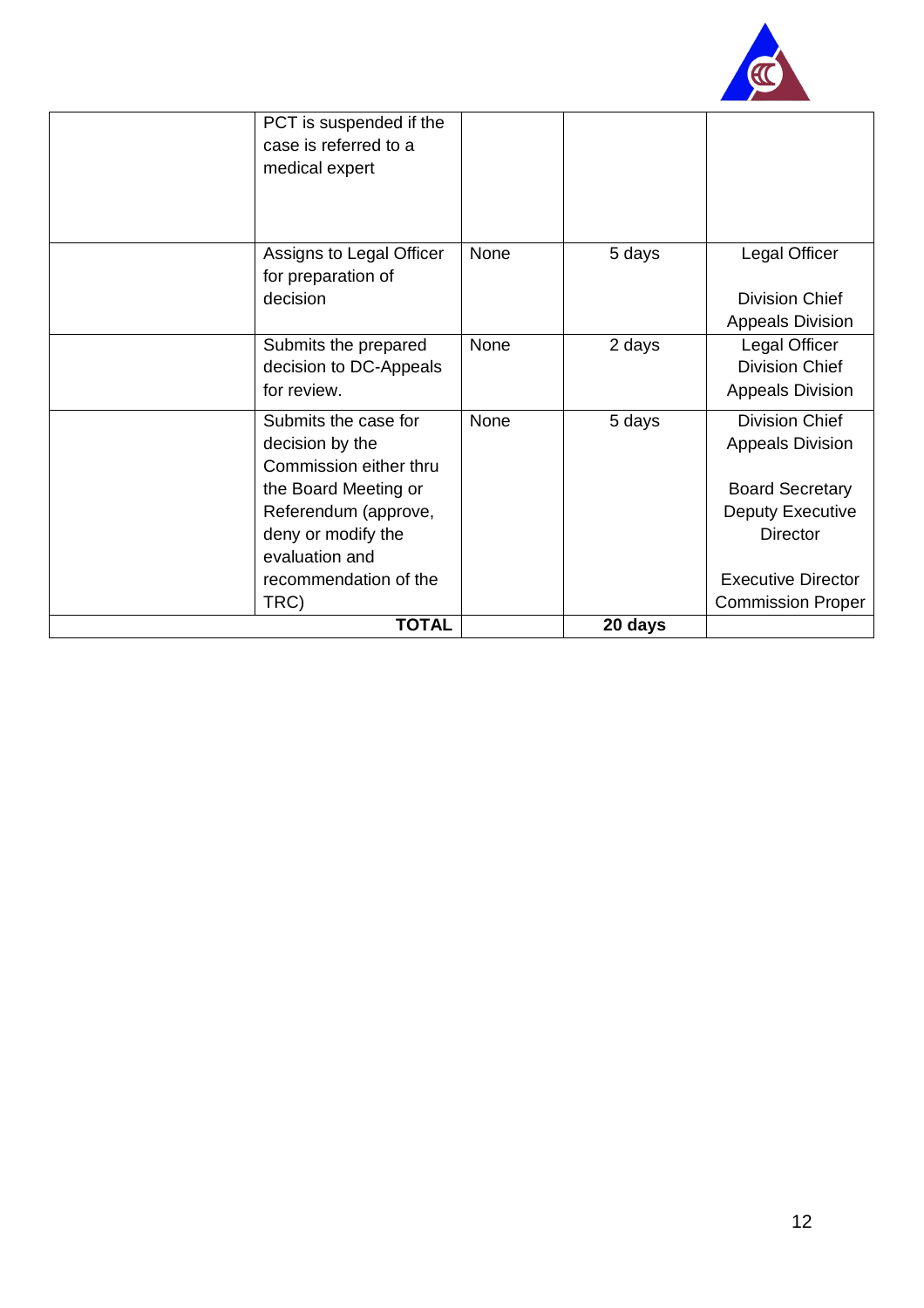| | | | | |
|---|---|---|---|---|
| | PCT is suspended if the case is referred to a medical expert | | | |
| | Assigns to Legal Officer for preparation of decision | None | 5 days | Legal Officer<br><br>Division Chief Appeals Division |
| | Submits the prepared decision to DC-Appeals for review. | None | 2 days | Legal Officer Division Chief Appeals Division |
| | Submits the case for decision by the Commission either thru the Board Meeting or Referendum (approve, deny or modify the evaluation and recommendation of the TRC) | None | 5 days | Division Chief Appeals Division<br><br>Board Secretary Deputy Executive Director<br><br>Executive Director Commission Proper |
| **TOTAL** | | | **20 days** | |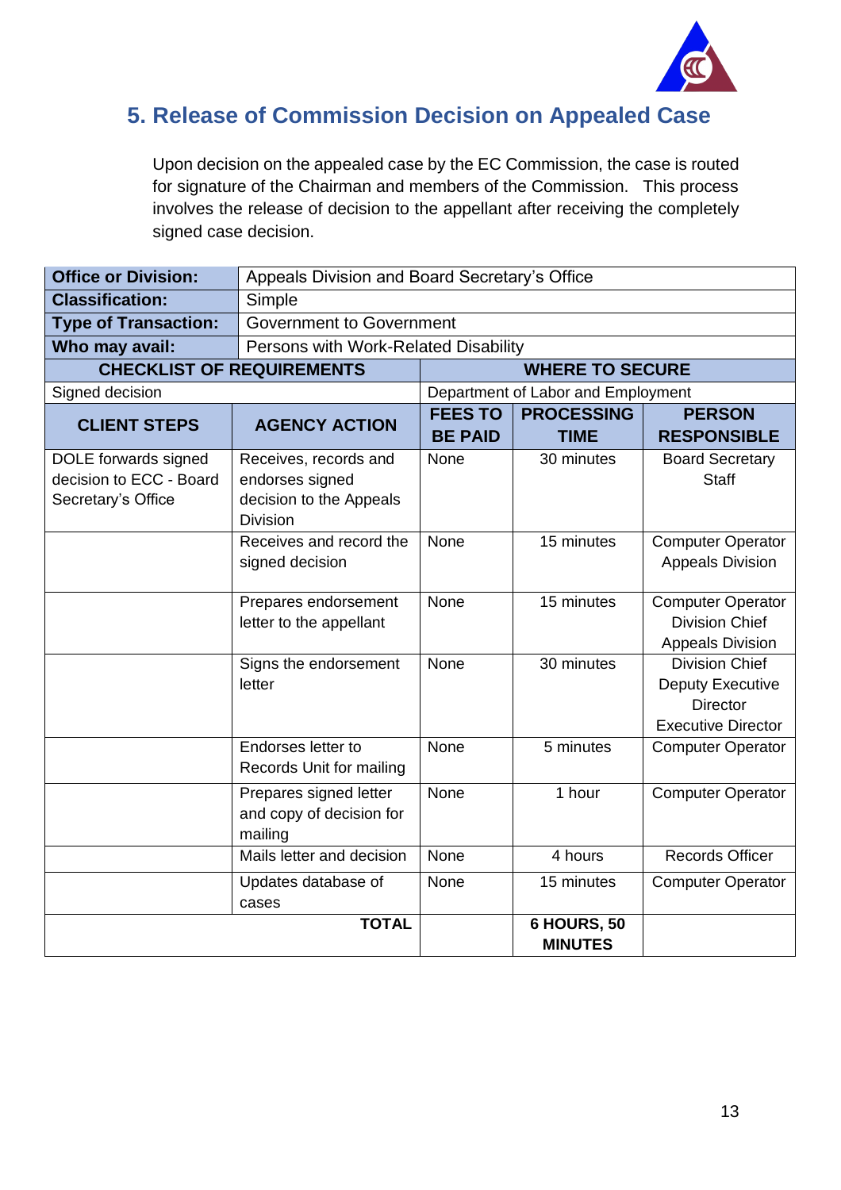## 5. Release of Commission Decision on Appealed Case

Upon decision on the appealed case by the EC Commission, the case is routed for signature of the Chairman and members of the Commission. This process involves the release of decision to the appellant after receiving the completely signed case decision.

| **Office or Division:** | Appeals Division and Board Secretary's Office | | | |
|---|---|---|---|---|
| **Classification:** | Simple | | | |
| **Type of Transaction:** | Government to Government | | | |
| **Who may avail:** | Persons with Work-Related Disability | | | |
| **CHECKLIST OF REQUIREMENTS** | | **WHERE TO SECURE** | | |
| Signed decision | | Department of Labor and Employment | | |
| **CLIENT STEPS** | **AGENCY ACTION** | **FEES TO BE PAID** | **PROCESSING TIME** | **PERSON RESPONSIBLE** |
| DOLE forwards signed decision to ECC - Board Secretary's Office | Receives, records and endorses signed decision to the Appeals Division | None | 30 minutes | Board Secretary Staff |
| | Receives and record the signed decision | None | 15 minutes | Computer Operator Appeals Division |
| | Prepares endorsement letter to the appellant | None | 15 minutes | Computer Operator Division Chief Appeals Division |
| | Signs the endorsement letter | None | 30 minutes | Division Chief Deputy Executive Director Executive Director |
| | Endorses letter to Records Unit for mailing | None | 5 minutes | Computer Operator |
| | Prepares signed letter and copy of decision for mailing | None | 1 hour | Computer Operator |
| | Mails letter and decision | None | 4 hours | Records Officer |
| | Updates database of cases | None | 15 minutes | Computer Operator |
| | **TOTAL** | | **6 HOURS, 50 MINUTES** | |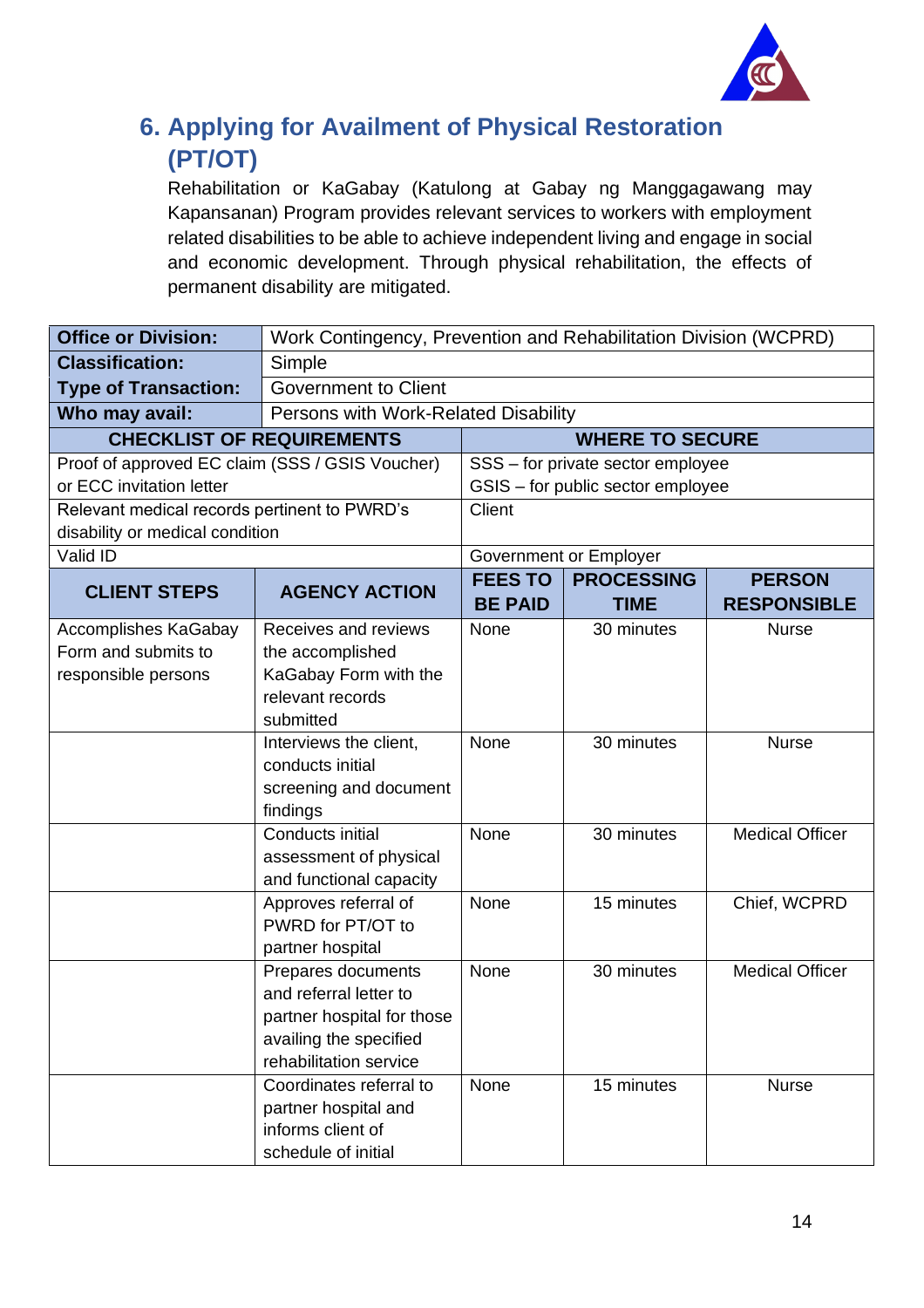## 6. Applying for Availment of Physical Restoration (PT/OT)

Rehabilitation or KaGabay (Katulong at Gabay ng Manggagawang may Kapansanan) Program provides relevant services to workers with employment related disabilities to be able to achieve independent living and engage in social and economic development. Through physical rehabilitation, the effects of permanent disability are mitigated.

| **Office or Division:** | Work Contingency, Prevention and Rehabilitation Division (WCPRD) |
|---|---|
| **Classification:** | Simple |
| **Type of Transaction:** | Government to Client |
| **Who may avail:** | Persons with Work-Related Disability |

| **CHECKLIST OF REQUIREMENTS** | **WHERE TO SECURE** |
|---|---|
| Proof of approved EC claim (SSS / GSIS Voucher) or ECC invitation letter | SSS – for private sector employee<br>GSIS – for public sector employee |
| Relevant medical records pertinent to PWRD's disability or medical condition | Client |
| Valid ID | Government or Employer |

| **CLIENT STEPS** | **AGENCY ACTION** | **FEES TO BE PAID** | **PROCESSING TIME** | **PERSON RESPONSIBLE** |
|---|---|---|---|---|
| Accomplishes KaGabay Form and submits to responsible persons | Receives and reviews the accomplished KaGabay Form with the relevant records submitted | None | 30 minutes | Nurse |
| | Interviews the client, conducts initial screening and document findings | None | 30 minutes | Nurse |
| | Conducts initial assessment of physical and functional capacity | None | 30 minutes | Medical Officer |
| | Approves referral of PWRD for PT/OT to partner hospital | None | 15 minutes | Chief, WCPRD |
| | Prepares documents and referral letter to partner hospital for those availing the specified rehabilitation service | None | 30 minutes | Medical Officer |
| | Coordinates referral to partner hospital and informs client of schedule of initial | None | 15 minutes | Nurse |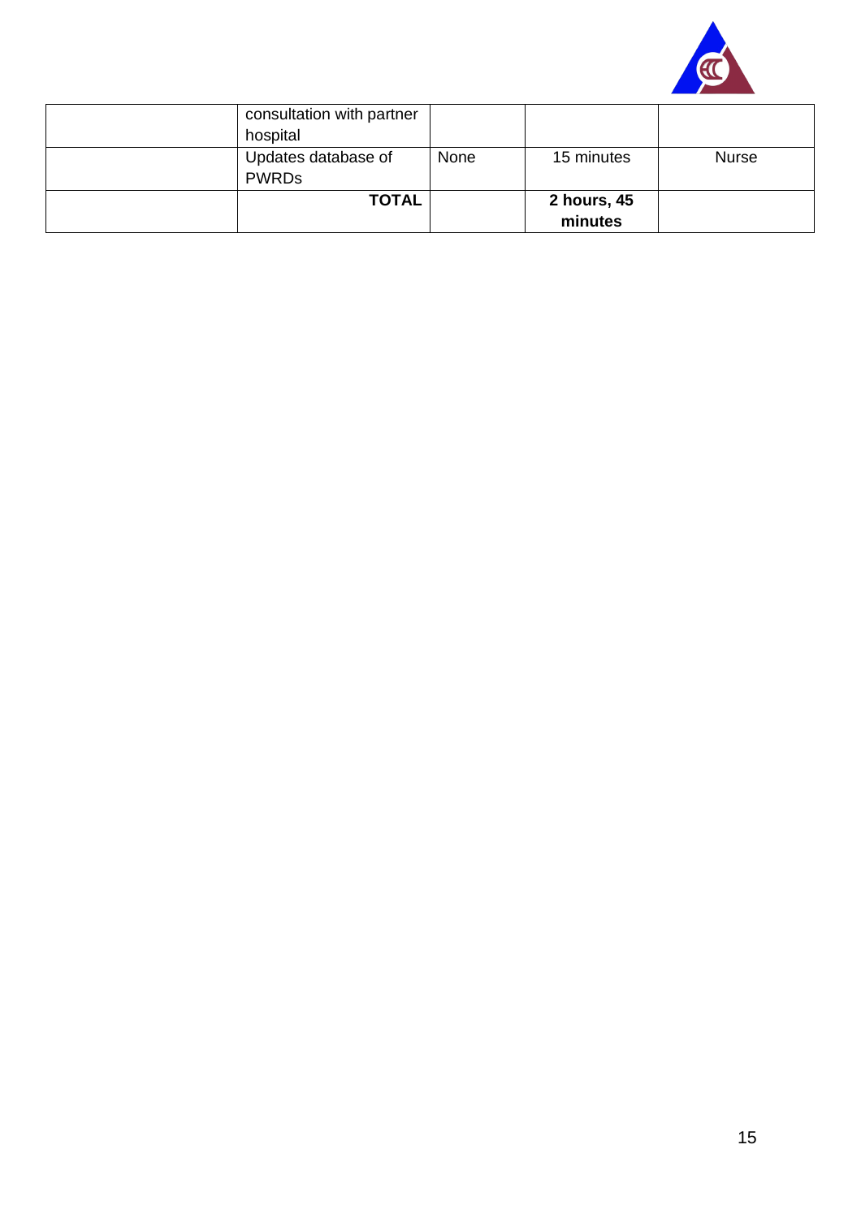| | | | | |
|---|---|---|---|---|
| | consultation with partner hospital | | | |
| | Updates database of PWRDs | None | 15 minutes | Nurse |
| | **TOTAL** | | **2 hours, 45 minutes** | |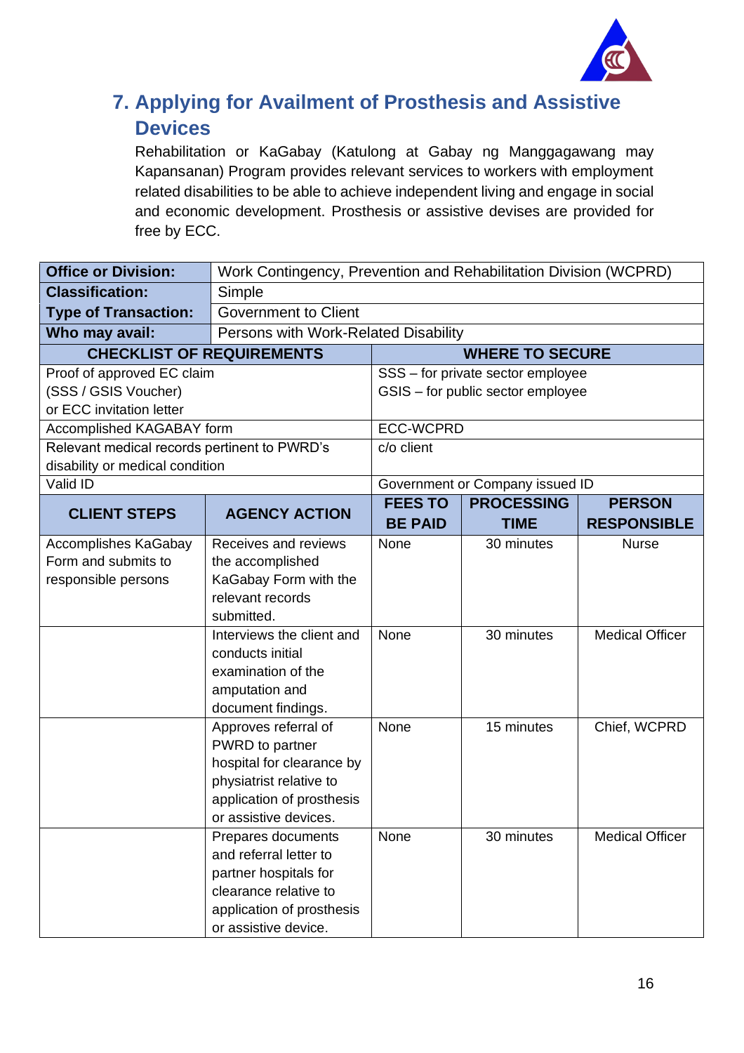## 7. Applying for Availment of Prosthesis and Assistive Devices

Rehabilitation or KaGabay (Katulong at Gabay ng Manggagawang may Kapansanan) Program provides relevant services to workers with employment related disabilities to be able to achieve independent living and engage in social and economic development. Prosthesis or assistive devises are provided for free by ECC.

| **Office or Division:** | Work Contingency, Prevention and Rehabilitation Division (WCPRD) | | | |
|---|---|---|---|---|
| **Classification:** | Simple | | | |
| **Type of Transaction:** | Government to Client | | | |
| **Who may avail:** | Persons with Work-Related Disability | | | |
| **CHECKLIST OF REQUIREMENTS** | | **WHERE TO SECURE** | | |
| Proof of approved EC claim (SSS / GSIS Voucher) or ECC invitation letter | | SSS – for private sector employee<br>GSIS – for public sector employee | | |
| Accomplished KAGABAY form | | ECC-WCPRD | | |
| Relevant medical records pertinent to PWRD's disability or medical condition | | c/o client | | |
| Valid ID | | Government or Company issued ID | | |
| **CLIENT STEPS** | **AGENCY ACTION** | **FEES TO BE PAID** | **PROCESSING TIME** | **PERSON RESPONSIBLE** |
| Accomplishes KaGabay Form and submits to responsible persons | Receives and reviews the accomplished KaGabay Form with the relevant records submitted. | None | 30 minutes | Nurse |
| | Interviews the client and conducts initial examination of the amputation and document findings. | None | 30 minutes | Medical Officer |
| | Approves referral of PWRD to partner hospital for clearance by physiatrist relative to application of prosthesis or assistive devices. | None | 15 minutes | Chief, WCPRD |
| | Prepares documents and referral letter to partner hospitals for clearance relative to application of prosthesis or assistive device. | None | 30 minutes | Medical Officer |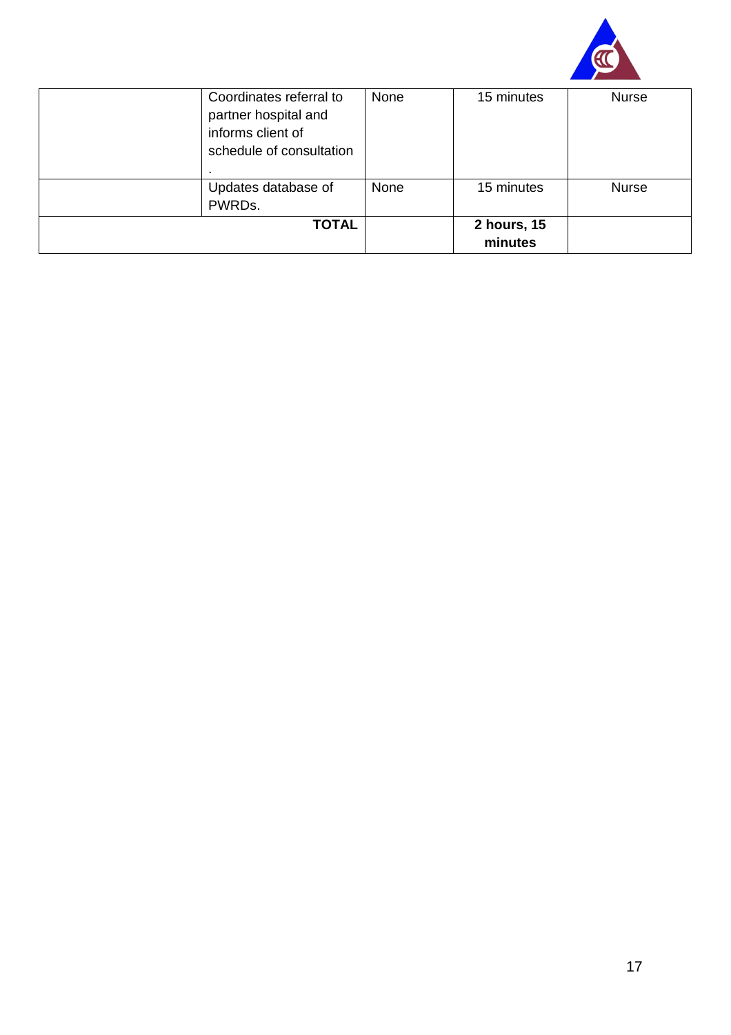| | | | | |
|---|---|---|---|---|
| | Coordinates referral to partner hospital and informs client of schedule of consultation . | None | 15 minutes | Nurse |
| | Updates database of PWRDs. | None | 15 minutes | Nurse |
| **TOTAL** | | | **2 hours, 15 minutes** | |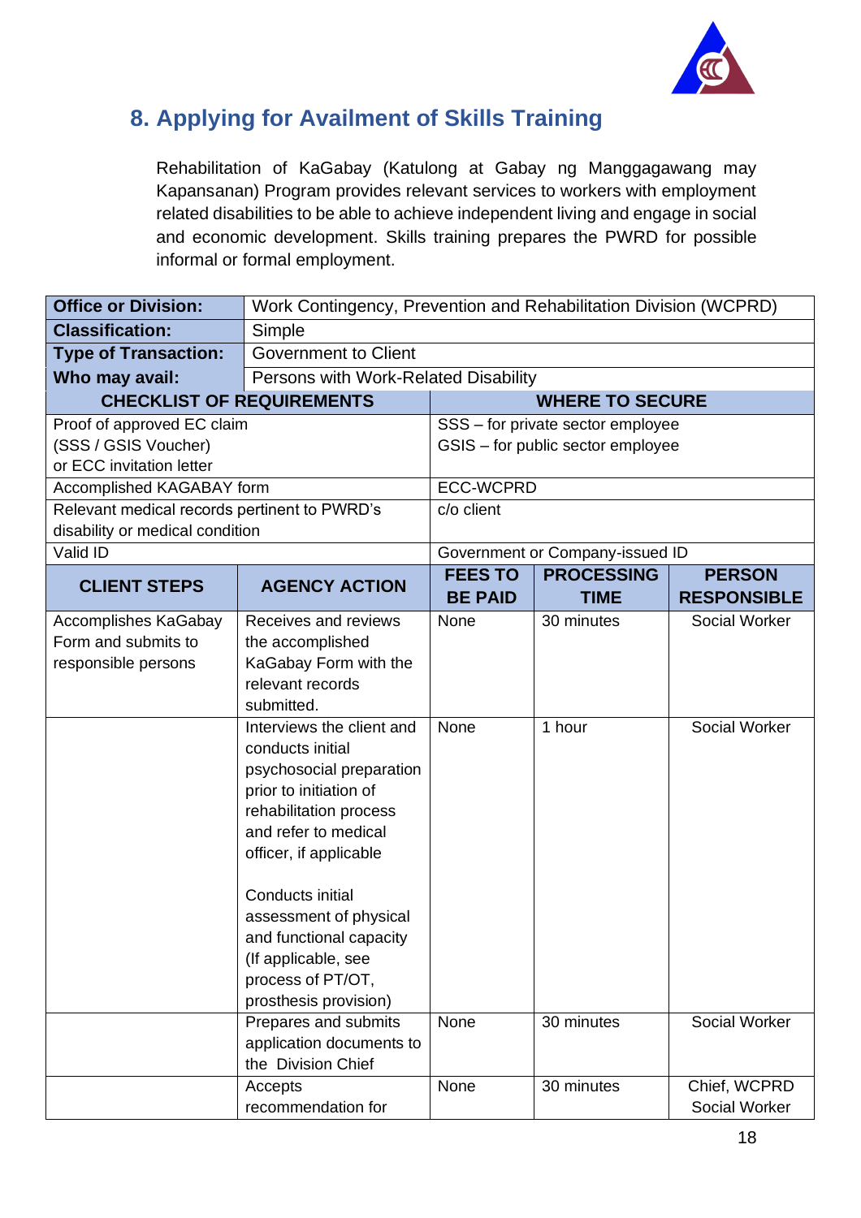## 8. Applying for Availment of Skills Training

Rehabilitation of KaGabay (Katulong at Gabay ng Manggagawang may Kapansanan) Program provides relevant services to workers with employment related disabilities to be able to achieve independent living and engage in social and economic development. Skills training prepares the PWRD for possible informal or formal employment.

| **Office or Division:** | Work Contingency, Prevention and Rehabilitation Division (WCPRD) |
|---|---|
| **Classification:** | Simple |
| **Type of Transaction:** | Government to Client |
| **Who may avail:** | Persons with Work-Related Disability |

| **CHECKLIST OF REQUIREMENTS** | **WHERE TO SECURE** |
|---|---|
| Proof of approved EC claim (SSS / GSIS Voucher) or ECC invitation letter | SSS – for private sector employee<br>GSIS – for public sector employee |
| Accomplished KAGABAY form | ECC-WCPRD |
| Relevant medical records pertinent to PWRD's disability or medical condition | c/o client |
| Valid ID | Government or Company-issued ID |

| **CLIENT STEPS** | **AGENCY ACTION** | **FEES TO BE PAID** | **PROCESSING TIME** | **PERSON RESPONSIBLE** |
|---|---|---|---|---|
| Accomplishes KaGabay Form and submits to responsible persons | Receives and reviews the accomplished KaGabay Form with the relevant records submitted. | None | 30 minutes | Social Worker |
| | Interviews the client and conducts initial psychosocial preparation prior to initiation of rehabilitation process and refer to medical officer, if applicable<br><br>Conducts initial assessment of physical and functional capacity (If applicable, see process of PT/OT, prosthesis provision) | None | 1 hour | Social Worker |
| | Prepares and submits application documents to the Division Chief | None | 30 minutes | Social Worker |
| | Accepts recommendation for | None | 30 minutes | Chief, WCPRD<br>Social Worker |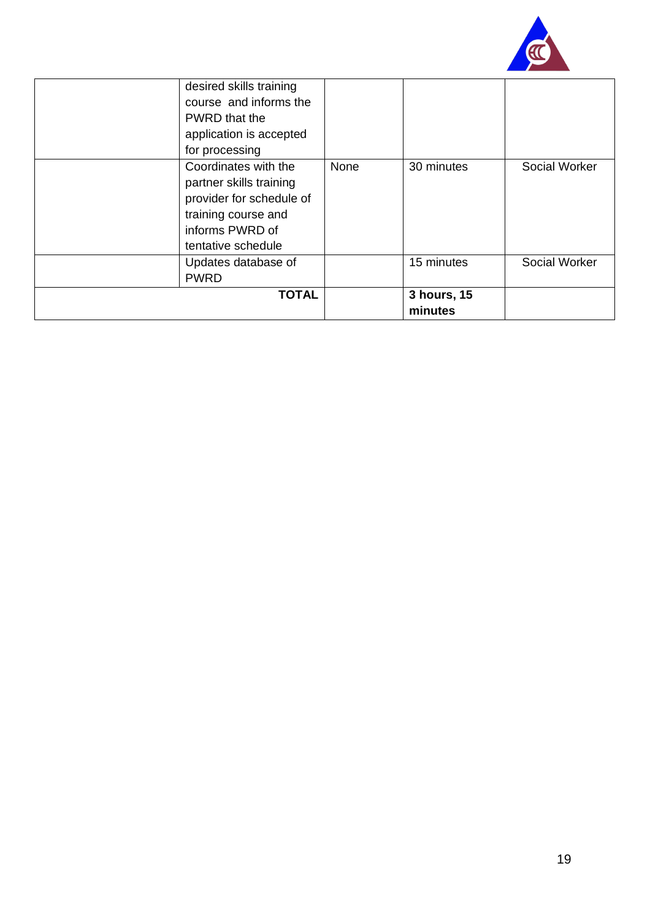| | | | | |
|---|---|---|---|---|
| | desired skills training course and informs the PWRD that the application is accepted for processing | | | |
| | Coordinates with the partner skills training provider for schedule of training course and informs PWRD of tentative schedule | None | 30 minutes | Social Worker |
| | Updates database of PWRD | | 15 minutes | Social Worker |
| **TOTAL** | | | **3 hours, 15 minutes** | |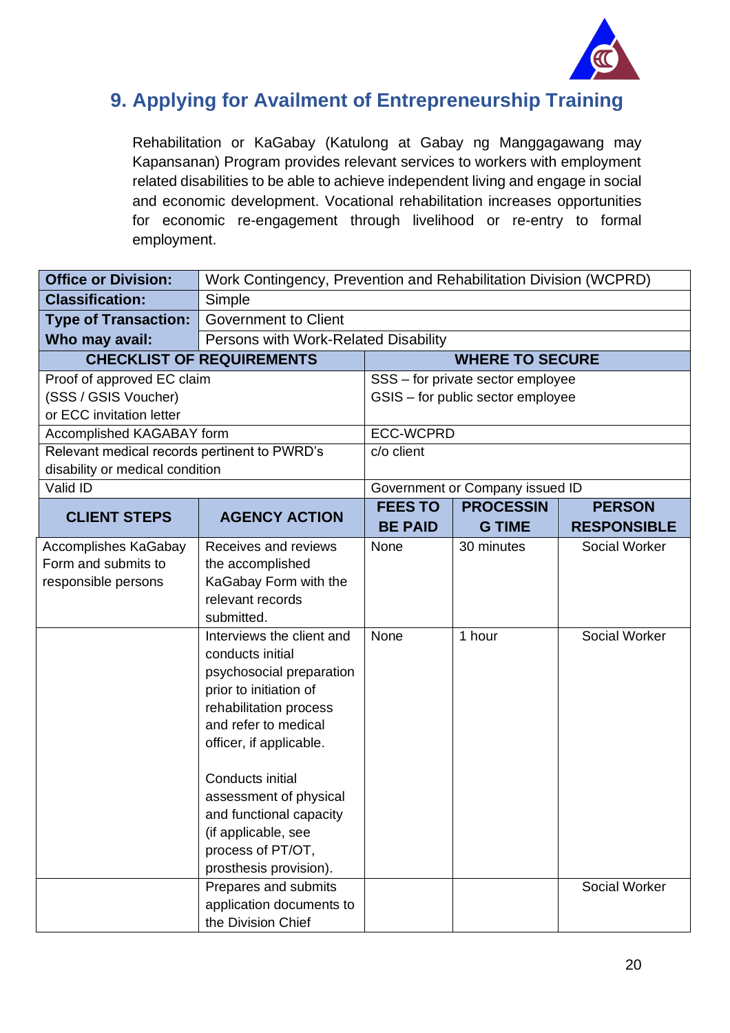## 9. Applying for Availment of Entrepreneurship Training

Rehabilitation or KaGabay (Katulong at Gabay ng Manggagawang may Kapansanan) Program provides relevant services to workers with employment related disabilities to be able to achieve independent living and engage in social and economic development. Vocational rehabilitation increases opportunities for economic re-engagement through livelihood or re-entry to formal employment.

| **Office or Division:** | Work Contingency, Prevention and Rehabilitation Division (WCPRD) |
|---|---|
| **Classification:** | Simple |
| **Type of Transaction:** | Government to Client |
| **Who may avail:** | Persons with Work-Related Disability |

| **CHECKLIST OF REQUIREMENTS** | **WHERE TO SECURE** |
|---|---|
| Proof of approved EC claim (SSS / GSIS Voucher) or ECC invitation letter | SSS – for private sector employee<br>GSIS – for public sector employee |
| Accomplished KAGABAY form | ECC-WCPRD |
| Relevant medical records pertinent to PWRD's disability or medical condition | c/o client |
| Valid ID | Government or Company issued ID |

| **CLIENT STEPS** | **AGENCY ACTION** | **FEES TO BE PAID** | **PROCESSING TIME** | **PERSON RESPONSIBLE** |
|---|---|---|---|---|
| Accomplishes KaGabay Form and submits to responsible persons | Receives and reviews the accomplished KaGabay Form with the relevant records submitted. | None | 30 minutes | Social Worker |
| | Interviews the client and conducts initial psychosocial preparation prior to initiation of rehabilitation process and refer to medical officer, if applicable.<br><br>Conducts initial assessment of physical and functional capacity (if applicable, see process of PT/OT, prosthesis provision). | None | 1 hour | Social Worker |
| | Prepares and submits application documents to the Division Chief | | | Social Worker |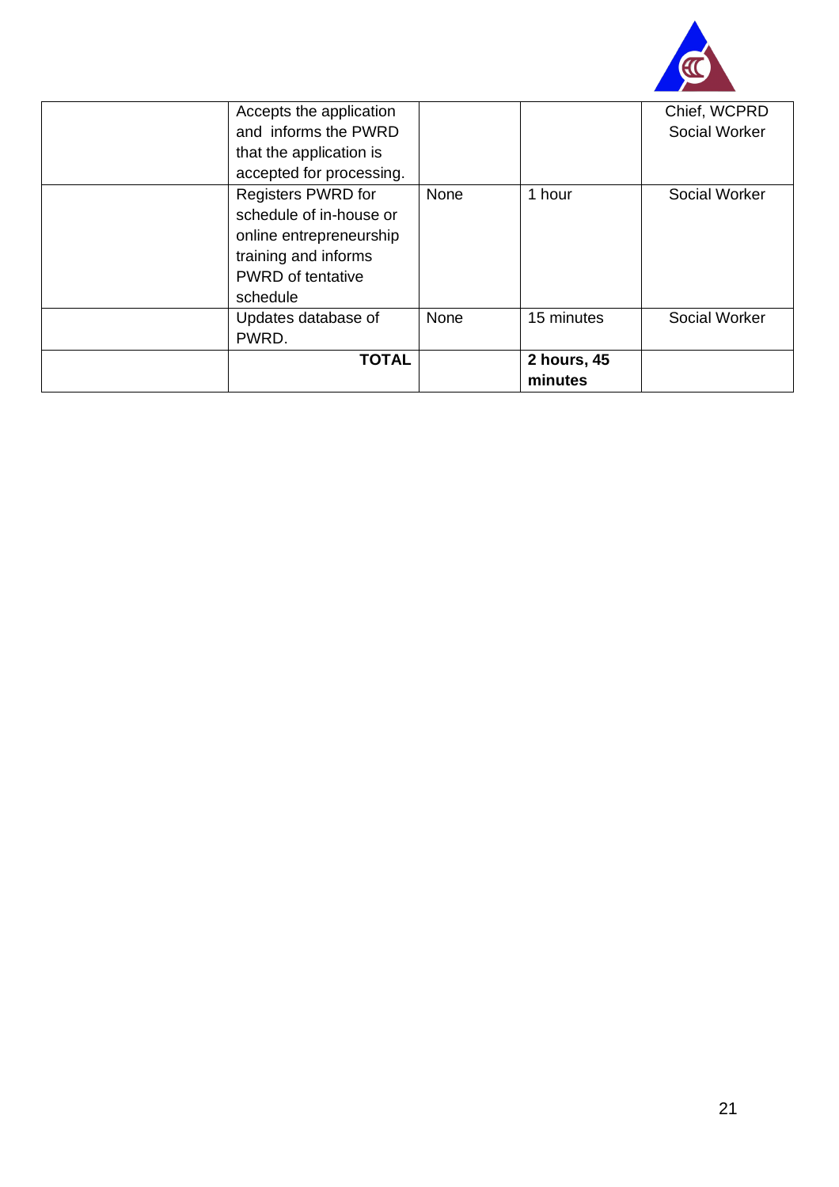| | | | | |
|---|---|---|---|---|
| | Accepts the application and informs the PWRD that the application is accepted for processing. | | | Chief, WCPRD Social Worker |
| | Registers PWRD for schedule of in-house or online entrepreneurship training and informs PWRD of tentative schedule | None | 1 hour | Social Worker |
| | Updates database of PWRD. | None | 15 minutes | Social Worker |
| | **TOTAL** | | **2 hours, 45 minutes** | |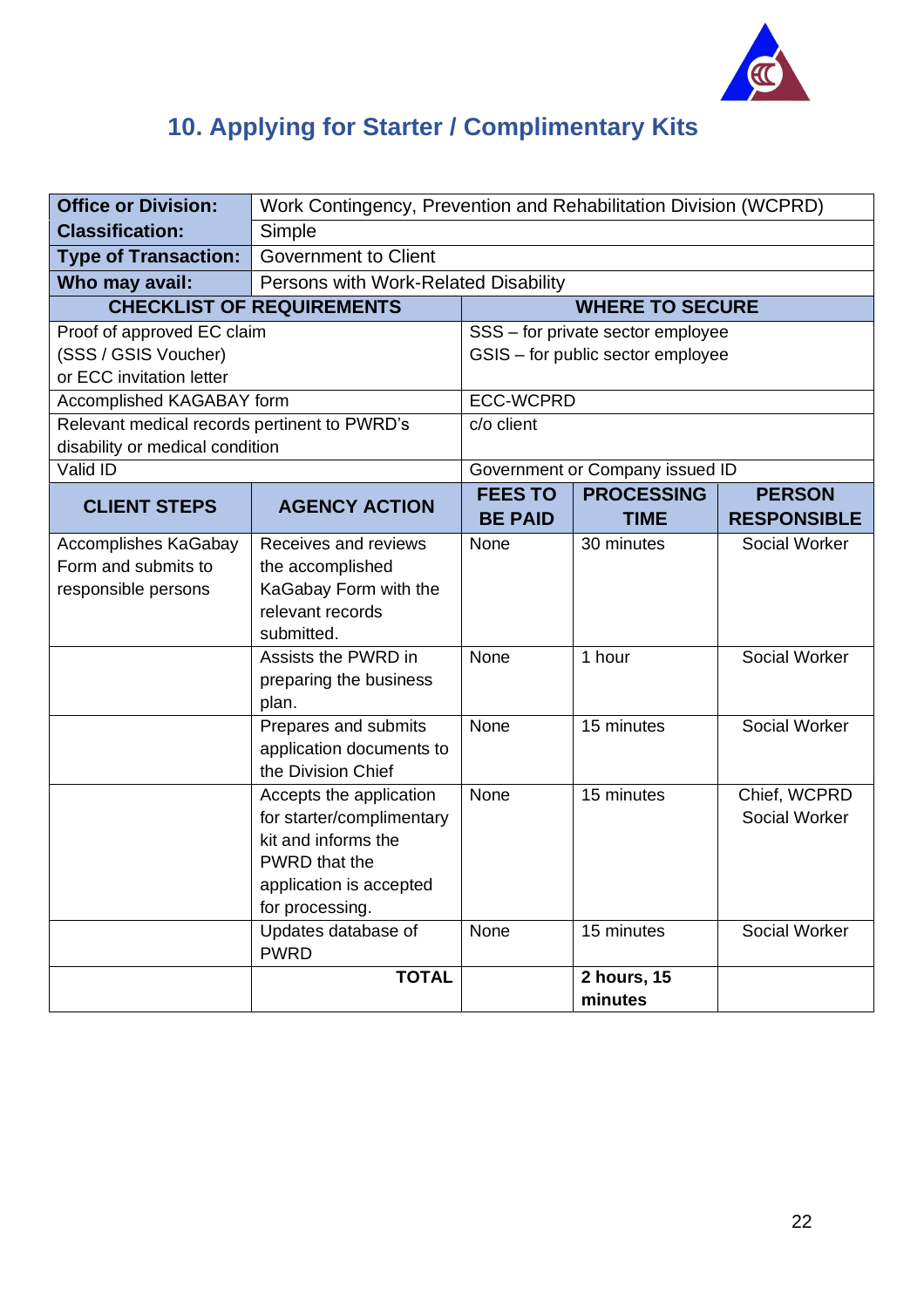## 10. Applying for Starter / Complimentary Kits

| **Office or Division:** | Work Contingency, Prevention and Rehabilitation Division (WCPRD) | | | |
|---|---|---|---|---|
| **Classification:** | Simple | | | |
| **Type of Transaction:** | Government to Client | | | |
| **Who may avail:** | Persons with Work-Related Disability | | | |
| **CHECKLIST OF REQUIREMENTS** | | **WHERE TO SECURE** | | |
| Proof of approved EC claim (SSS / GSIS Voucher) or ECC invitation letter | | SSS – for private sector employee<br>GSIS – for public sector employee | | |
| Accomplished KAGABAY form | | ECC-WCPRD | | |
| Relevant medical records pertinent to PWRD's disability or medical condition | | c/o client | | |
| Valid ID | | Government or Company issued ID | | |
| **CLIENT STEPS** | **AGENCY ACTION** | **FEES TO BE PAID** | **PROCESSING TIME** | **PERSON RESPONSIBLE** |
| Accomplishes KaGabay Form and submits to responsible persons | Receives and reviews the accomplished KaGabay Form with the relevant records submitted. | None | 30 minutes | Social Worker |
| | Assists the PWRD in preparing the business plan. | None | 1 hour | Social Worker |
| | Prepares and submits application documents to the Division Chief | None | 15 minutes | Social Worker |
| | Accepts the application for starter/complimentary kit and informs the PWRD that the application is accepted for processing. | None | 15 minutes | Chief, WCPRD<br>Social Worker |
| | Updates database of PWRD | None | 15 minutes | Social Worker |
| | **TOTAL** | | **2 hours, 15 minutes** | |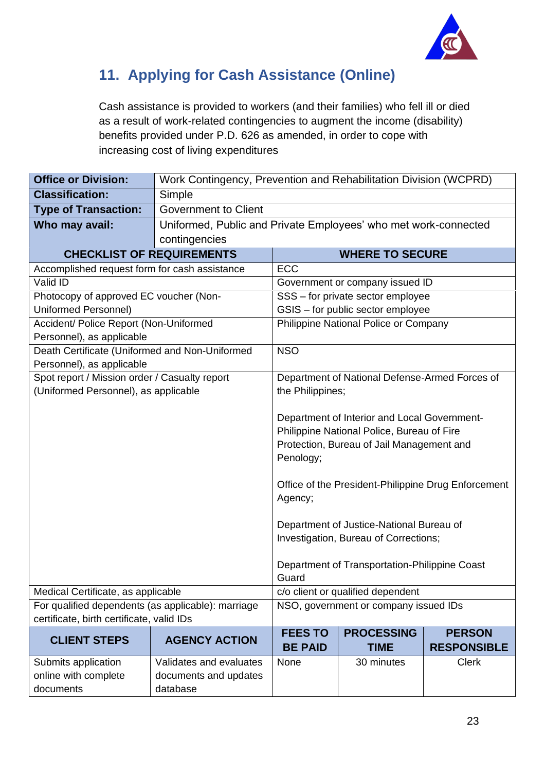## 11. Applying for Cash Assistance (Online)

Cash assistance is provided to workers (and their families) who fell ill or died as a result of work-related contingencies to augment the income (disability) benefits provided under P.D. 626 as amended, in order to cope with increasing cost of living expenditures

| | |
|---|---|
| **Office or Division:** | Work Contingency, Prevention and Rehabilitation Division (WCPRD) |
| **Classification:** | Simple |
| **Type of Transaction:** | Government to Client |
| **Who may avail:** | Uniformed, Public and Private Employees' who met work-connected contingencies |

| **CHECKLIST OF REQUIREMENTS** | **WHERE TO SECURE** |
|---|---|
| Accomplished request form for cash assistance | ECC |
| Valid ID | Government or company issued ID |
| Photocopy of approved EC voucher (Non-Uniformed Personnel) | SSS – for private sector employee<br>GSIS – for public sector employee |
| Accident/ Police Report (Non-Uniformed Personnel), as applicable | Philippine National Police or Company |
| Death Certificate (Uniformed and Non-Uniformed Personnel), as applicable | NSO |
| Spot report / Mission order / Casualty report (Uniformed Personnel), as applicable | Department of National Defense-Armed Forces of the Philippines;<br><br>Department of Interior and Local Government-Philippine National Police, Bureau of Fire Protection, Bureau of Jail Management and Penology;<br><br>Office of the President-Philippine Drug Enforcement Agency;<br><br>Department of Justice-National Bureau of Investigation, Bureau of Corrections;<br><br>Department of Transportation-Philippine Coast Guard |
| Medical Certificate, as applicable | c/o client or qualified dependent |
| For qualified dependents (as applicable): marriage certificate, birth certificate, valid IDs | NSO, government or company issued IDs |

| **CLIENT STEPS** | **AGENCY ACTION** | **FEES TO BE PAID** | **PROCESSING TIME** | **PERSON RESPONSIBLE** |
|---|---|---|---|---|
| Submits application online with complete documents | Validates and evaluates documents and updates database | None | 30 minutes | Clerk |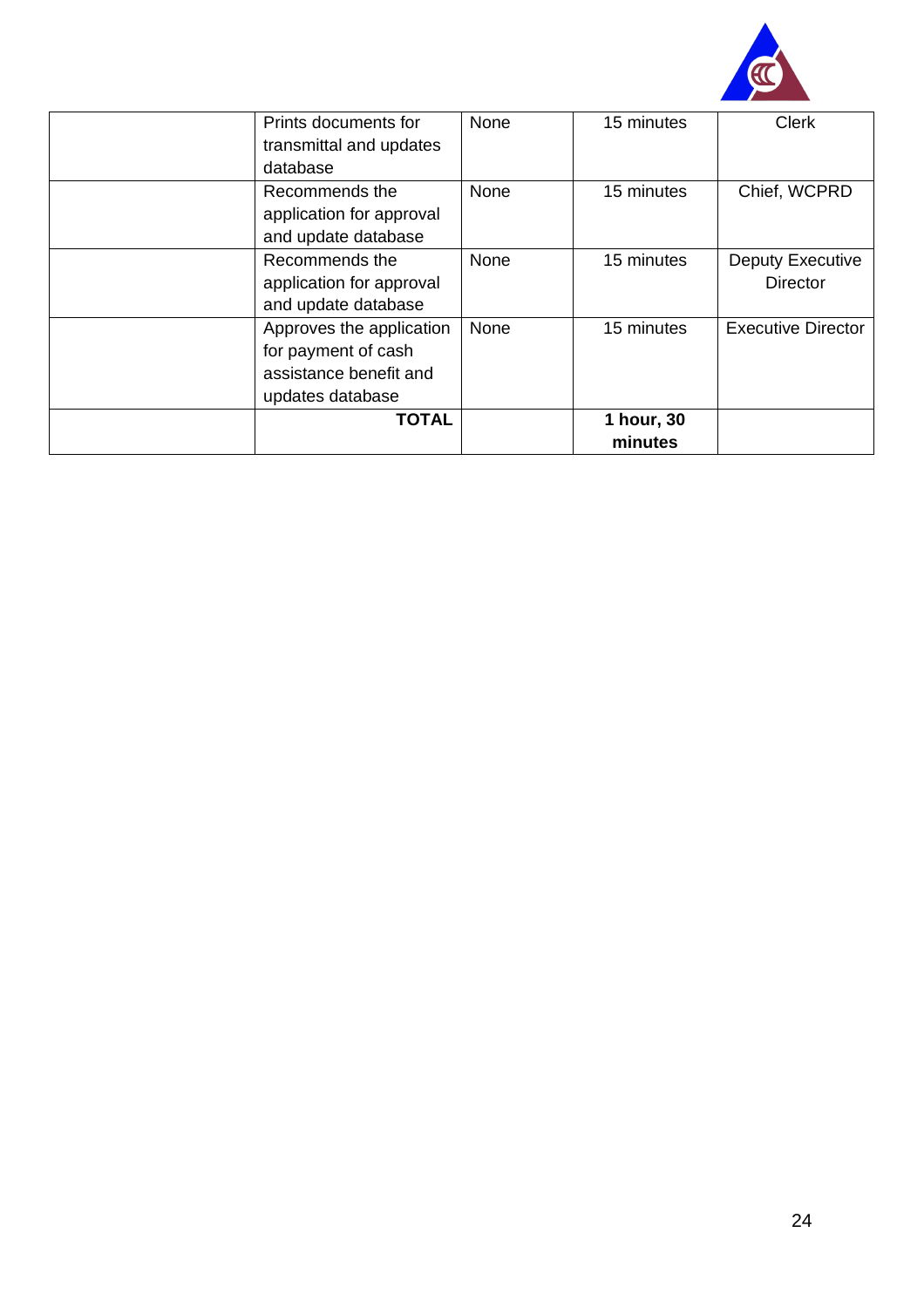| | | | | |
|---|---|---|---|---|
| | Prints documents for transmittal and updates database | None | 15 minutes | Clerk |
| | Recommends the application for approval and update database | None | 15 minutes | Chief, WCPRD |
| | Recommends the application for approval and update database | None | 15 minutes | Deputy Executive Director |
| | Approves the application for payment of cash assistance benefit and updates database | None | 15 minutes | Executive Director |
| | **TOTAL** | | **1 hour, 30 minutes** | |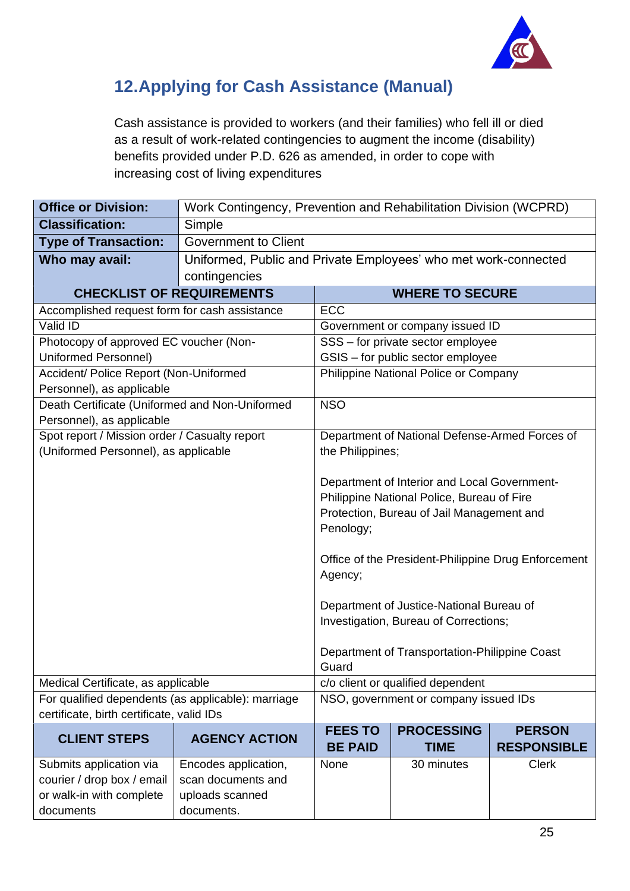## 12. Applying for Cash Assistance (Manual)

Cash assistance is provided to workers (and their families) who fell ill or died as a result of work-related contingencies to augment the income (disability) benefits provided under P.D. 626 as amended, in order to cope with increasing cost of living expenditures

| **Office or Division:** | Work Contingency, Prevention and Rehabilitation Division (WCPRD) |
|---|---|
| **Classification:** | Simple |
| **Type of Transaction:** | Government to Client |
| **Who may avail:** | Uniformed, Public and Private Employees' who met work-connected contingencies |

| **CHECKLIST OF REQUIREMENTS** | **WHERE TO SECURE** |
|---|---|
| Accomplished request form for cash assistance | ECC |
| Valid ID | Government or company issued ID |
| Photocopy of approved EC voucher (Non-Uniformed Personnel) | SSS – for private sector employee<br>GSIS – for public sector employee |
| Accident/ Police Report (Non-Uniformed Personnel), as applicable | Philippine National Police or Company |
| Death Certificate (Uniformed and Non-Uniformed Personnel), as applicable | NSO |
| Spot report / Mission order / Casualty report (Uniformed Personnel), as applicable | Department of National Defense-Armed Forces of the Philippines;<br><br>Department of Interior and Local Government-Philippine National Police, Bureau of Fire Protection, Bureau of Jail Management and Penology;<br><br>Office of the President-Philippine Drug Enforcement Agency;<br><br>Department of Justice-National Bureau of Investigation, Bureau of Corrections;<br><br>Department of Transportation-Philippine Coast Guard |
| Medical Certificate, as applicable | c/o client or qualified dependent |
| For qualified dependents (as applicable): marriage certificate, birth certificate, valid IDs | NSO, government or company issued IDs |

| **CLIENT STEPS** | **AGENCY ACTION** | **FEES TO BE PAID** | **PROCESSING TIME** | **PERSON RESPONSIBLE** |
|---|---|---|---|---|
| Submits application via courier / drop box / email or walk-in with complete documents | Encodes application, scan documents and uploads scanned documents. | None | 30 minutes | Clerk |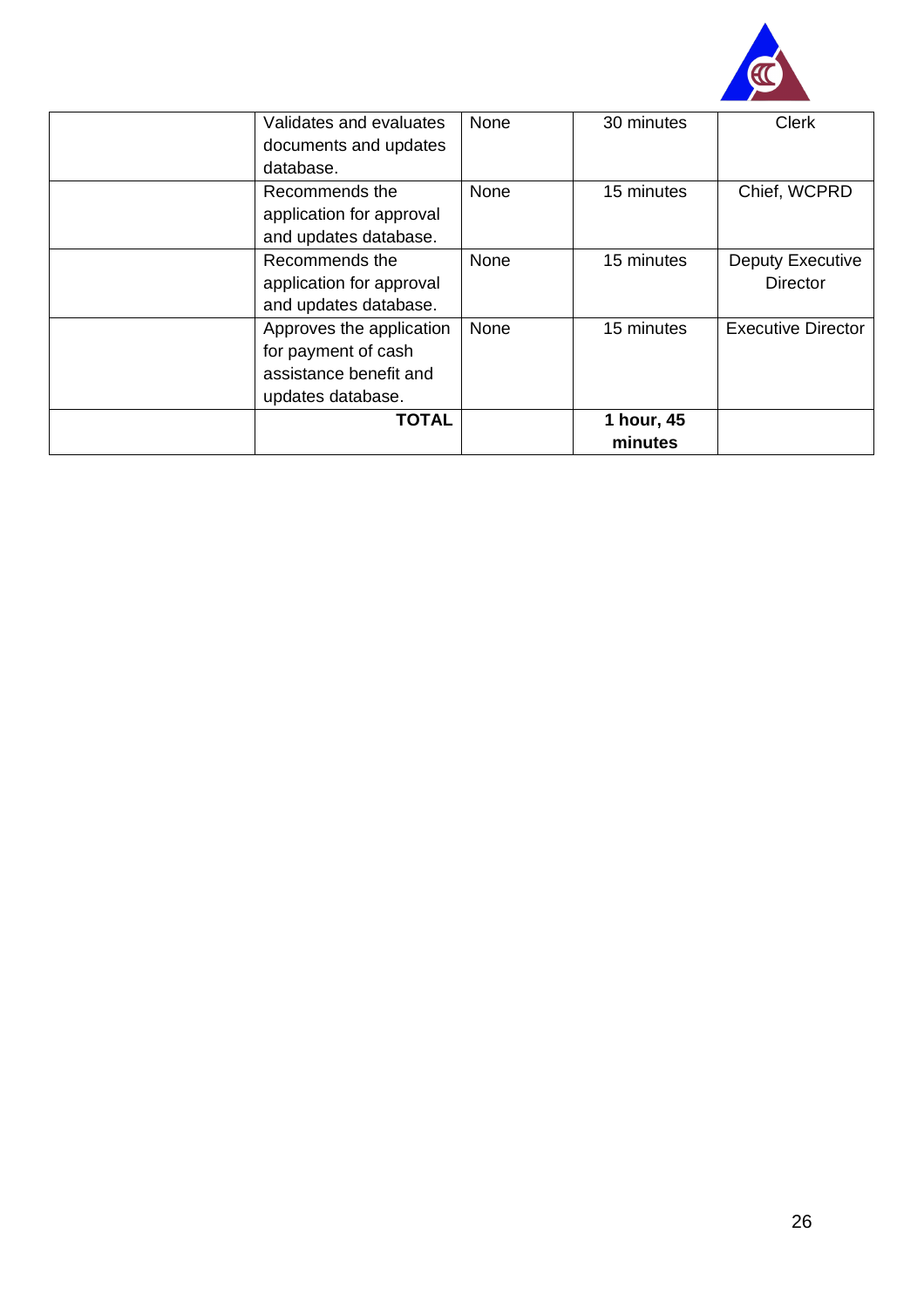| | | | | |
|---|---|---|---|---|
| | Validates and evaluates documents and updates database. | None | 30 minutes | Clerk |
| | Recommends the application for approval and updates database. | None | 15 minutes | Chief, WCPRD |
| | Recommends the application for approval and updates database. | None | 15 minutes | Deputy Executive Director |
| | Approves the application for payment of cash assistance benefit and updates database. | None | 15 minutes | Executive Director |
| | **TOTAL** | | **1 hour, 45 minutes** | |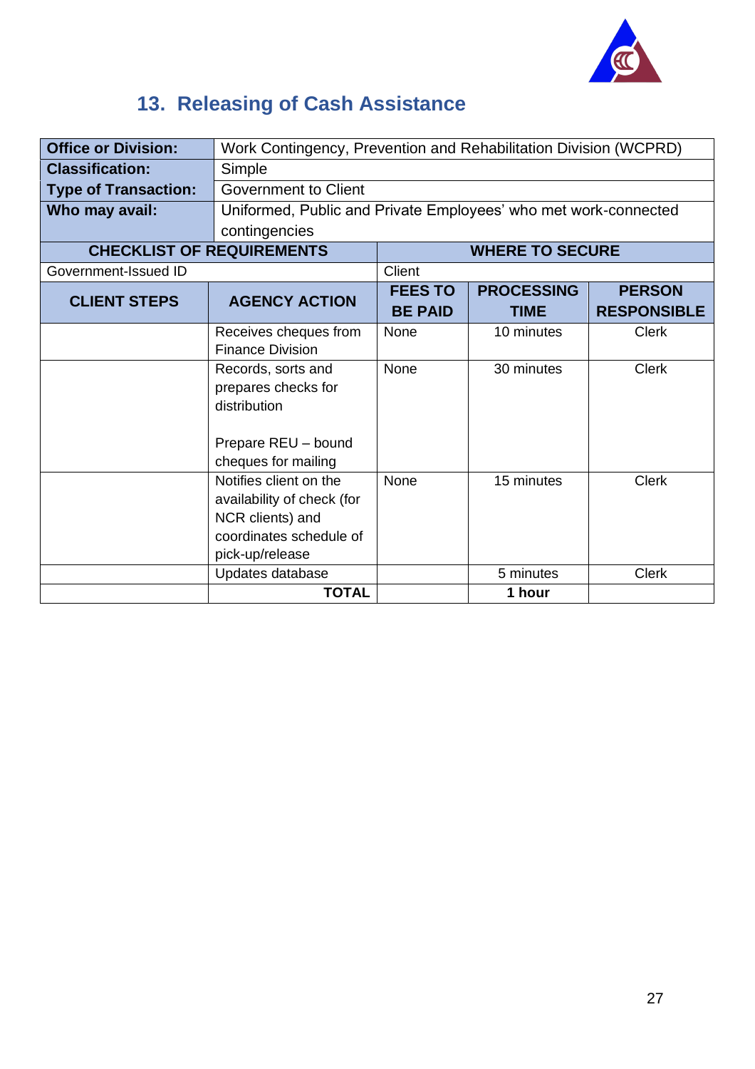## 13. Releasing of Cash Assistance

| | | | | |
|---|---|---|---|---|
| **Office or Division:** | Work Contingency, Prevention and Rehabilitation Division (WCPRD) | | | |
| **Classification:** | Simple | | | |
| **Type of Transaction:** | Government to Client | | | |
| **Who may avail:** | Uniformed, Public and Private Employees' who met work-connected contingencies | | | |
| **CHECKLIST OF REQUIREMENTS** | | **WHERE TO SECURE** | | |
| Government-Issued ID | | Client | | |
| **CLIENT STEPS** | **AGENCY ACTION** | **FEES TO BE PAID** | **PROCESSING TIME** | **PERSON RESPONSIBLE** |
| | Receives cheques from Finance Division | None | 10 minutes | Clerk |
| | Records, sorts and prepares checks for distribution<br><br>Prepare REU – bound cheques for mailing | None | 30 minutes | Clerk |
| | Notifies client on the availability of check (for NCR clients) and coordinates schedule of pick-up/release | None | 15 minutes | Clerk |
| | Updates database | | 5 minutes | Clerk |
| | **TOTAL** | | **1 hour** | |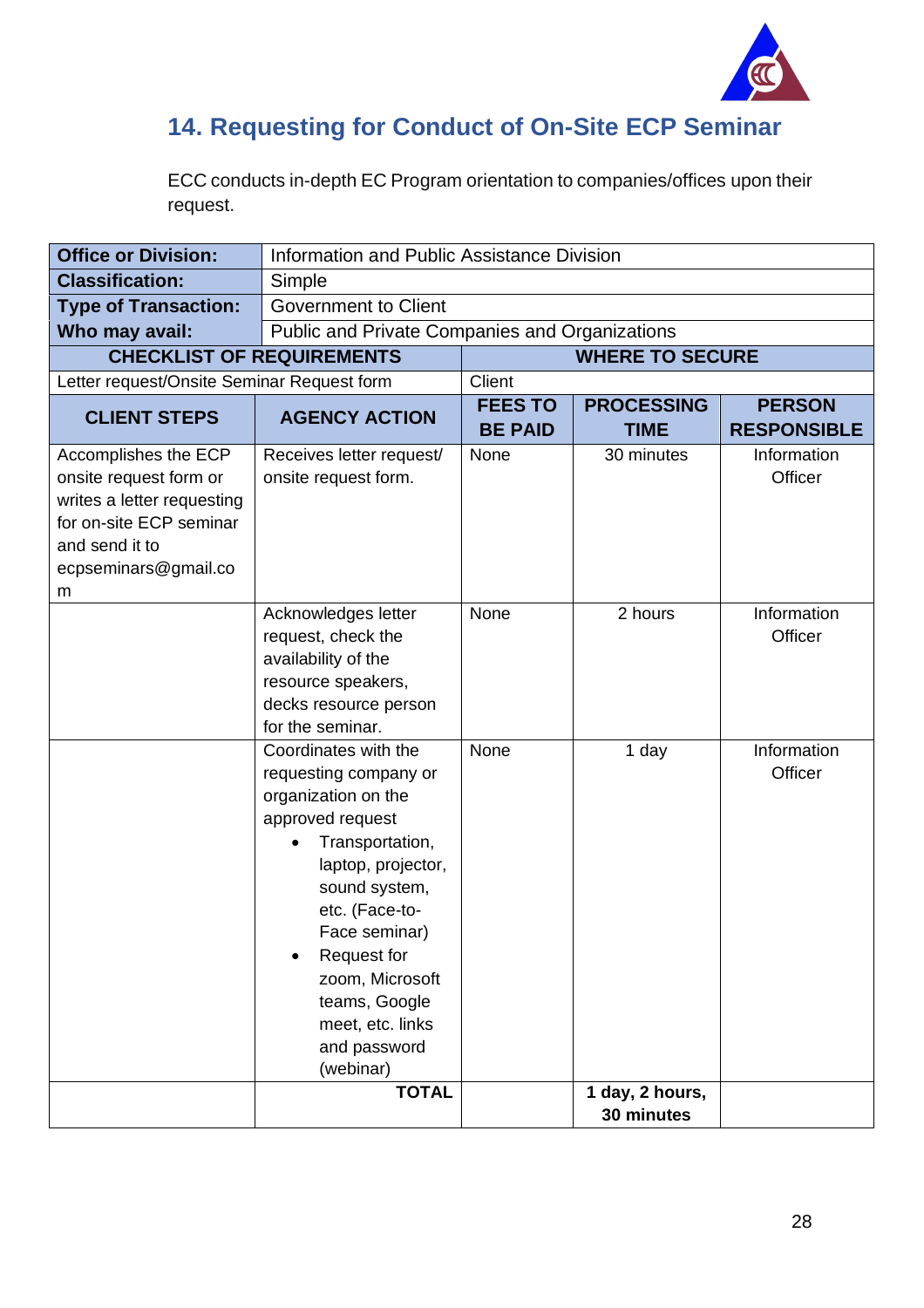## 14. Requesting for Conduct of On-Site ECP Seminar

ECC conducts in-depth EC Program orientation to companies/offices upon their request.

| **Office or Division:** | Information and Public Assistance Division | | | |
|---|---|---|---|---|
| **Classification:** | Simple | | | |
| **Type of Transaction:** | Government to Client | | | |
| **Who may avail:** | Public and Private Companies and Organizations | | | |
| **CHECKLIST OF REQUIREMENTS** | | **WHERE TO SECURE** | | |
| Letter request/Onsite Seminar Request form | | Client | | |
| **CLIENT STEPS** | **AGENCY ACTION** | **FEES TO BE PAID** | **PROCESSING TIME** | **PERSON RESPONSIBLE** |
| Accomplishes the ECP onsite request form or writes a letter requesting for on-site ECP seminar and send it to ecpseminars@gmail.com | Receives letter request/ onsite request form. | None | 30 minutes | Information Officer |
| | Acknowledges letter request, check the availability of the resource speakers, decks resource person for the seminar. | None | 2 hours | Information Officer |
| | Coordinates with the requesting company or organization on the approved request<br>• Transportation, laptop, projector, sound system, etc. (Face-to-Face seminar)<br>• Request for zoom, Microsoft teams, Google meet, etc. links and password (webinar) | None | 1 day | Information Officer |
| | **TOTAL** | | **1 day, 2 hours, 30 minutes** | |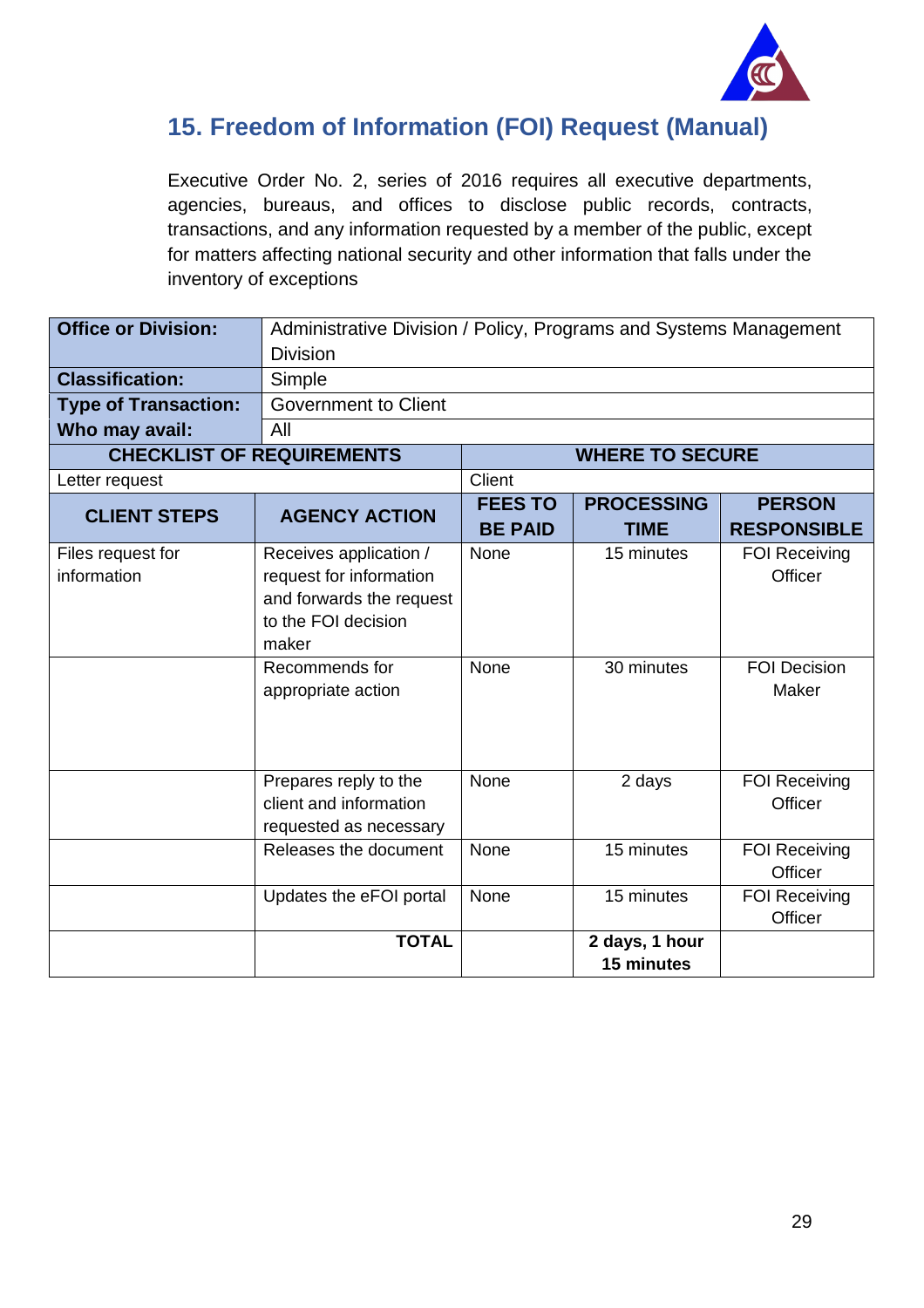## 15. Freedom of Information (FOI) Request (Manual)

Executive Order No. 2, series of 2016 requires all executive departments, agencies, bureaus, and offices to disclose public records, contracts, transactions, and any information requested by a member of the public, except for matters affecting national security and other information that falls under the inventory of exceptions

| **Office or Division:** | Administrative Division / Policy, Programs and Systems Management Division | | | |
|---|---|---|---|---|
| **Classification:** | Simple | | | |
| **Type of Transaction:** | Government to Client | | | |
| **Who may avail:** | All | | | |
| **CHECKLIST OF REQUIREMENTS** | | **WHERE TO SECURE** | | |
| Letter request | | Client | | |
| **CLIENT STEPS** | **AGENCY ACTION** | **FEES TO BE PAID** | **PROCESSING TIME** | **PERSON RESPONSIBLE** |
| Files request for information | Receives application / request for information and forwards the request to the FOI decision maker | None | 15 minutes | FOI Receiving Officer |
| | Recommends for appropriate action | None | 30 minutes | FOI Decision Maker |
| | Prepares reply to the client and information requested as necessary | None | 2 days | FOI Receiving Officer |
| | Releases the document | None | 15 minutes | FOI Receiving Officer |
| | Updates the eFOI portal | None | 15 minutes | FOI Receiving Officer |
| | **TOTAL** | | **2 days, 1 hour 15 minutes** | |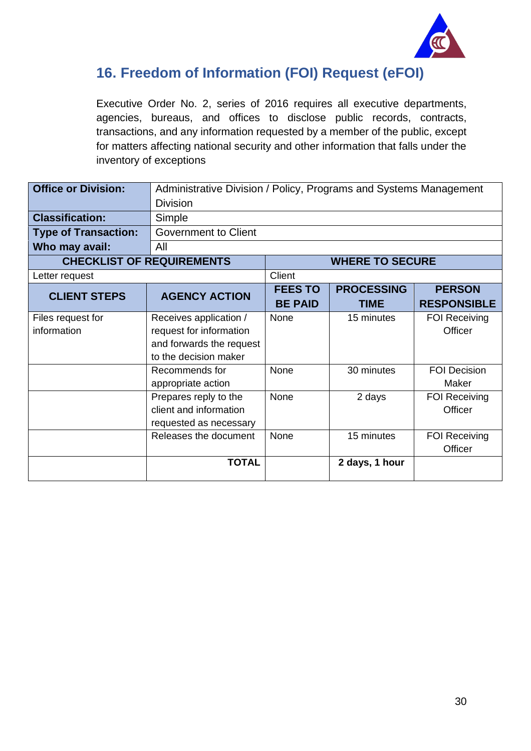## 16. Freedom of Information (FOI) Request (eFOI)

Executive Order No. 2, series of 2016 requires all executive departments, agencies, bureaus, and offices to disclose public records, contracts, transactions, and any information requested by a member of the public, except for matters affecting national security and other information that falls under the inventory of exceptions

| **Office or Division:** | Administrative Division / Policy, Programs and Systems Management Division | | | |
|---|---|---|---|---|
| **Classification:** | Simple | | | |
| **Type of Transaction:** | Government to Client | | | |
| **Who may avail:** | All | | | |
| **CHECKLIST OF REQUIREMENTS** | | **WHERE TO SECURE** | | |
| Letter request | | Client | | |
| **CLIENT STEPS** | **AGENCY ACTION** | **FEES TO BE PAID** | **PROCESSING TIME** | **PERSON RESPONSIBLE** |
| Files request for information | Receives application / request for information and forwards the request to the decision maker | None | 15 minutes | FOI Receiving Officer |
| | Recommends for appropriate action | None | 30 minutes | FOI Decision Maker |
| | Prepares reply to the client and information requested as necessary | None | 2 days | FOI Receiving Officer |
| | Releases the document | None | 15 minutes | FOI Receiving Officer |
| | **TOTAL** | | **2 days, 1 hour** | |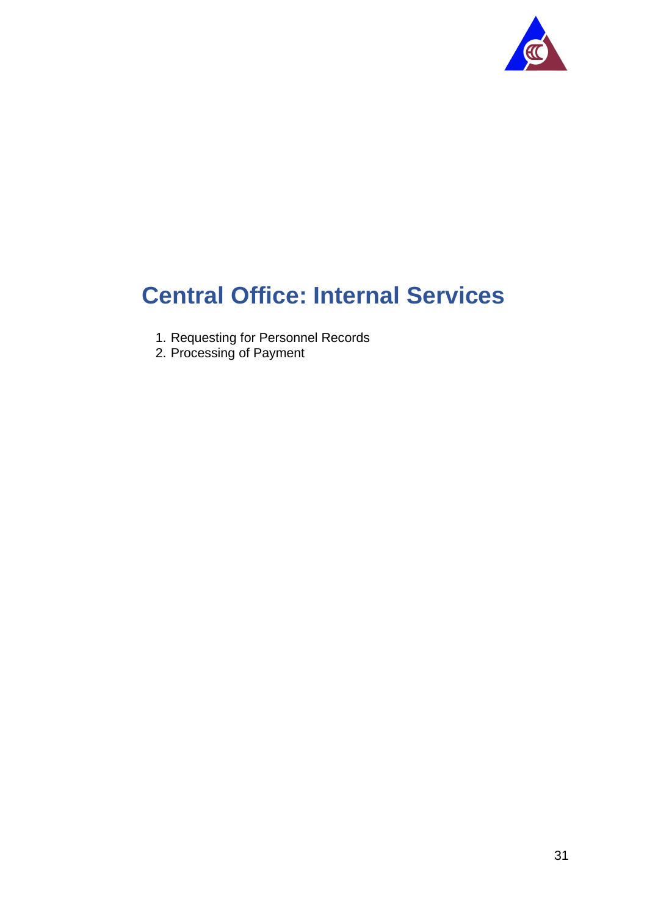# Central Office: Internal Services

1. Requesting for Personnel Records
2. Processing of Payment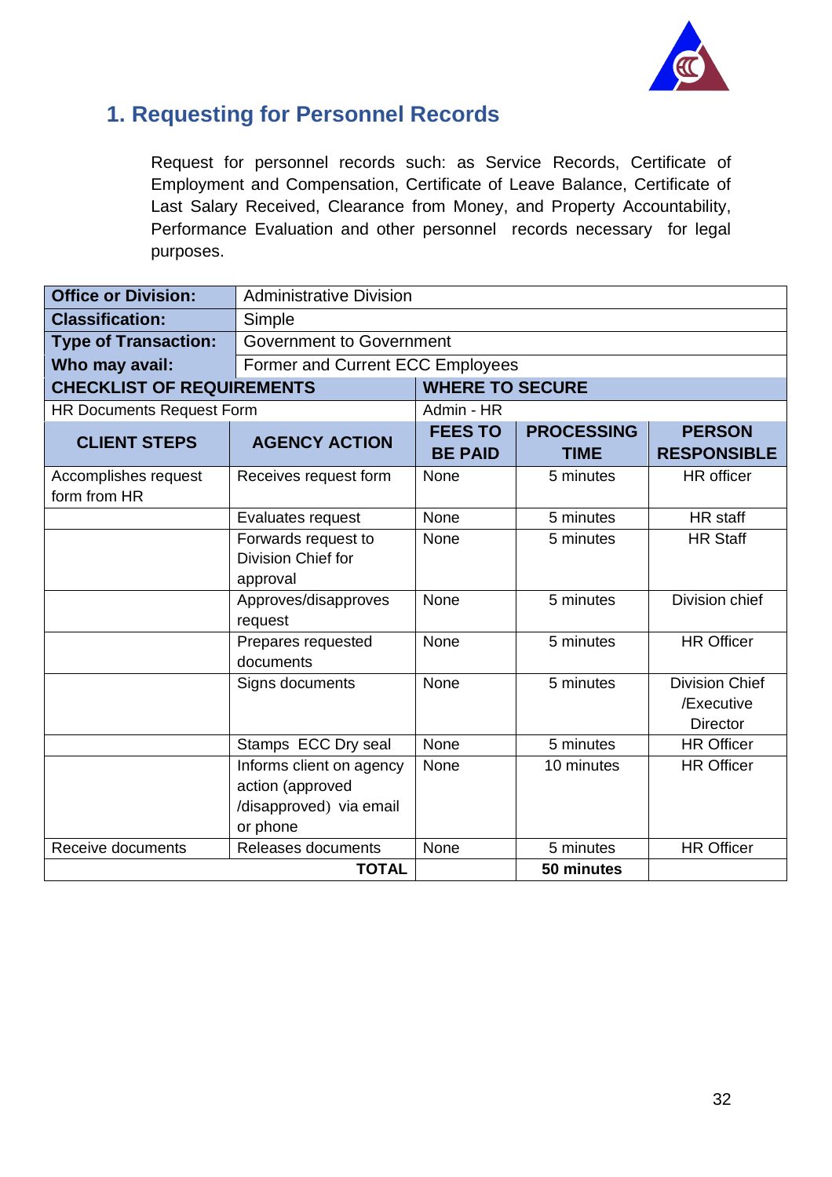## 1. Requesting for Personnel Records

Request for personnel records such: as Service Records, Certificate of Employment and Compensation, Certificate of Leave Balance, Certificate of Last Salary Received, Clearance from Money, and Property Accountability, Performance Evaluation and other personnel records necessary for legal purposes.

| **Office or Division:** | Administrative Division | | | |
|---|---|---|---|---|
| **Classification:** | Simple | | | |
| **Type of Transaction:** | Government to Government | | | |
| **Who may avail:** | Former and Current ECC Employees | | | |
| **CHECKLIST OF REQUIREMENTS** | | **WHERE TO SECURE** | | |
| HR Documents Request Form | | Admin - HR | | |
| **CLIENT STEPS** | **AGENCY ACTION** | **FEES TO BE PAID** | **PROCESSING TIME** | **PERSON RESPONSIBLE** |
| Accomplishes request form from HR | Receives request form | None | 5 minutes | HR officer |
| | Evaluates request | None | 5 minutes | HR staff |
| | Forwards request to Division Chief for approval | None | 5 minutes | HR Staff |
| | Approves/disapproves request | None | 5 minutes | Division chief |
| | Prepares requested documents | None | 5 minutes | HR Officer |
| | Signs documents | None | 5 minutes | Division Chief /Executive Director |
| | Stamps ECC Dry seal | None | 5 minutes | HR Officer |
| | Informs client on agency action (approved /disapproved) via email or phone | None | 10 minutes | HR Officer |
| Receive documents | Releases documents | None | 5 minutes | HR Officer |
| | **TOTAL** | | **50 minutes** | |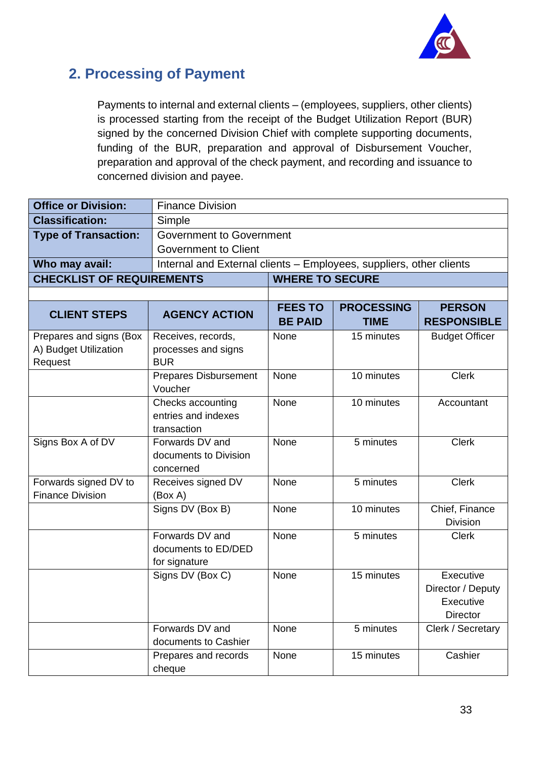## 2. Processing of Payment

Payments to internal and external clients – (employees, suppliers, other clients) is processed starting from the receipt of the Budget Utilization Report (BUR) signed by the concerned Division Chief with complete supporting documents, funding of the BUR, preparation and approval of Disbursement Voucher, preparation and approval of the check payment, and recording and issuance to concerned division and payee.

| **Office or Division:** | Finance Division |
|---|---|
| **Classification:** | Simple |
| **Type of Transaction:** | Government to Government<br>Government to Client |
| **Who may avail:** | Internal and External clients – Employees, suppliers, other clients |

| **CHECKLIST OF REQUIREMENTS** | **WHERE TO SECURE** |
|---|---|
| | |

| **CLIENT STEPS** | **AGENCY ACTION** | **FEES TO BE PAID** | **PROCESSING TIME** | **PERSON RESPONSIBLE** |
|---|---|---|---|---|
| Prepares and signs (Box A) Budget Utilization Request | Receives, records, processes and signs BUR | None | 15 minutes | Budget Officer |
| | Prepares Disbursement Voucher | None | 10 minutes | Clerk |
| | Checks accounting entries and indexes transaction | None | 10 minutes | Accountant |
| Signs Box A of DV | Forwards DV and documents to Division concerned | None | 5 minutes | Clerk |
| Forwards signed DV to Finance Division | Receives signed DV (Box A) | None | 5 minutes | Clerk |
| | Signs DV (Box B) | None | 10 minutes | Chief, Finance Division |
| | Forwards DV and documents to ED/DED for signature | None | 5 minutes | Clerk |
| | Signs DV (Box C) | None | 15 minutes | Executive Director / Deputy Executive Director |
| | Forwards DV and documents to Cashier | None | 5 minutes | Clerk / Secretary |
| | Prepares and records cheque | None | 15 minutes | Cashier |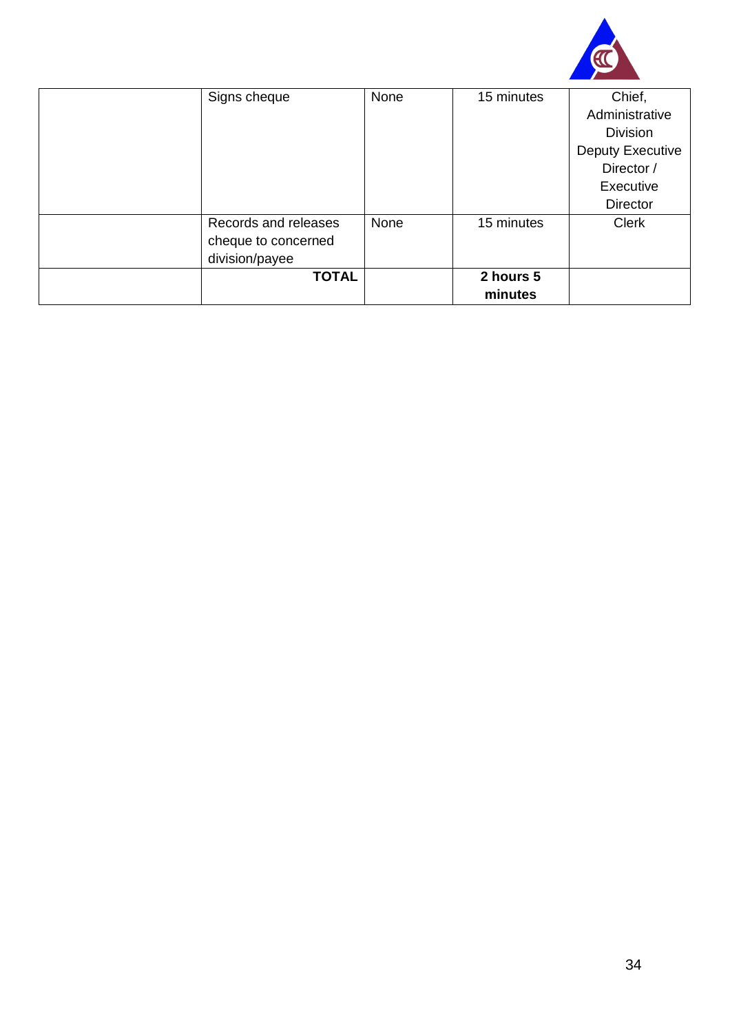| | | | | |
|---|---|---|---|---|
| | Signs cheque | None | 15 minutes | Chief, Administrative Division Deputy Executive Director / Executive Director |
| | Records and releases cheque to concerned division/payee | None | 15 minutes | Clerk |
| | **TOTAL** | | **2 hours 5 minutes** | |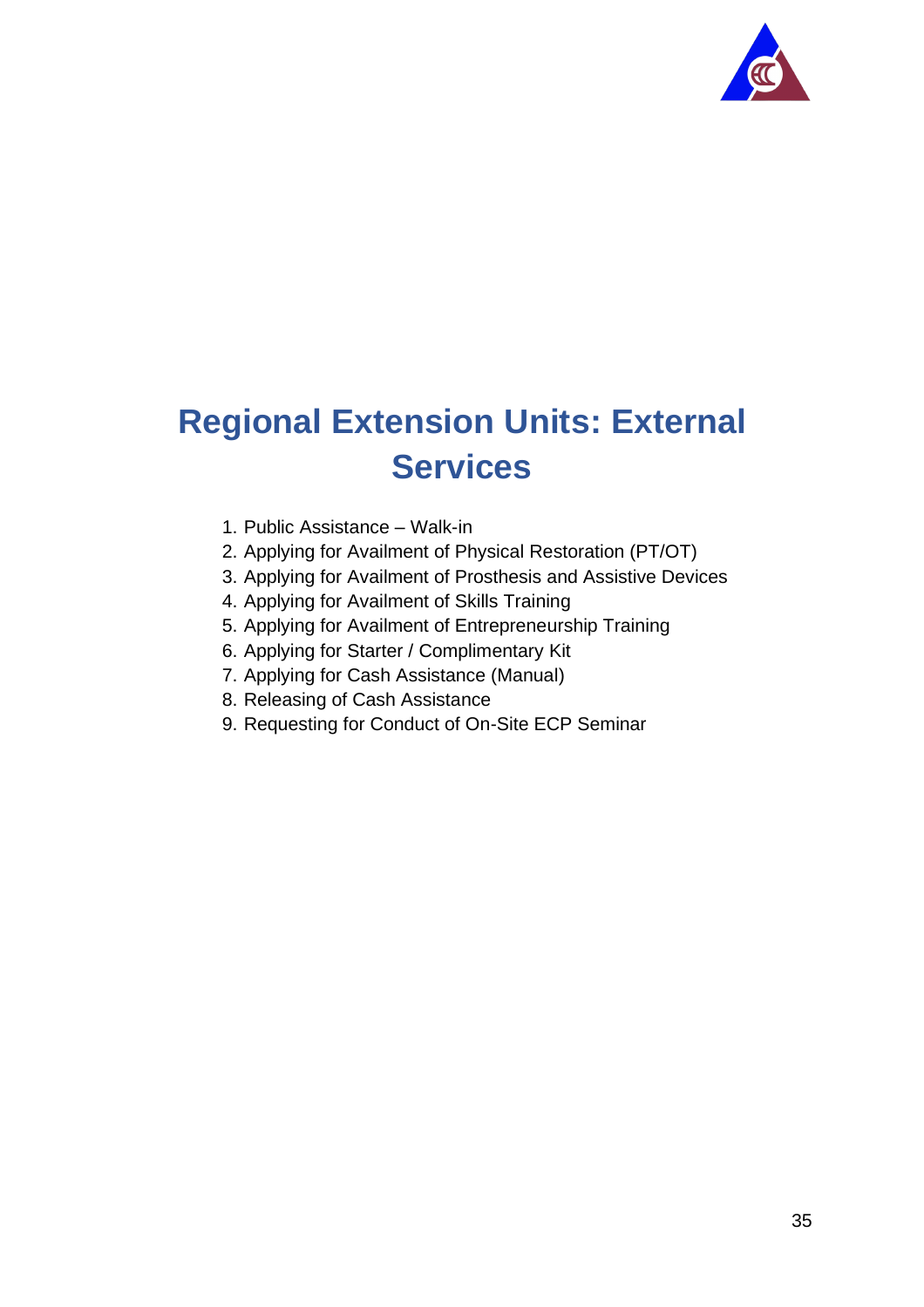# Regional Extension Units: External Services

1. Public Assistance – Walk-in
2. Applying for Availment of Physical Restoration (PT/OT)
3. Applying for Availment of Prosthesis and Assistive Devices
4. Applying for Availment of Skills Training
5. Applying for Availment of Entrepreneurship Training
6. Applying for Starter / Complimentary Kit
7. Applying for Cash Assistance (Manual)
8. Releasing of Cash Assistance
9. Requesting for Conduct of On-Site ECP Seminar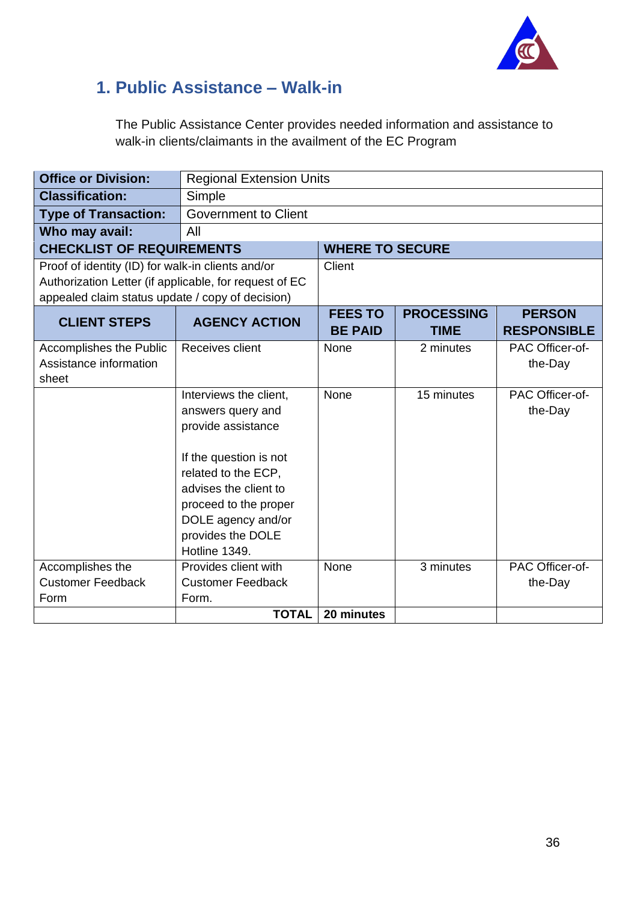## 1. Public Assistance – Walk-in

The Public Assistance Center provides needed information and assistance to walk-in clients/claimants in the availment of the EC Program

| **Office or Division:** | Regional Extension Units | | | |
|---|---|---|---|---|
| **Classification:** | Simple | | | |
| **Type of Transaction:** | Government to Client | | | |
| **Who may avail:** | All | | | |
| **CHECKLIST OF REQUIREMENTS** | | **WHERE TO SECURE** | | |
| Proof of identity (ID) for walk-in clients and/or Authorization Letter (if applicable, for request of EC appealed claim status update / copy of decision) | | Client | | |
| **CLIENT STEPS** | **AGENCY ACTION** | **FEES TO BE PAID** | **PROCESSING TIME** | **PERSON RESPONSIBLE** |
| Accomplishes the Public Assistance information sheet | Receives client | None | 2 minutes | PAC Officer-of-the-Day |
| | Interviews the client, answers query and provide assistance<br><br>If the question is not related to the ECP, advises the client to proceed to the proper DOLE agency and/or provides the DOLE Hotline 1349. | None | 15 minutes | PAC Officer-of-the-Day |
| Accomplishes the Customer Feedback Form | Provides client with Customer Feedback Form. | None | 3 minutes | PAC Officer-of-the-Day |
| | **TOTAL** | **20 minutes** | | |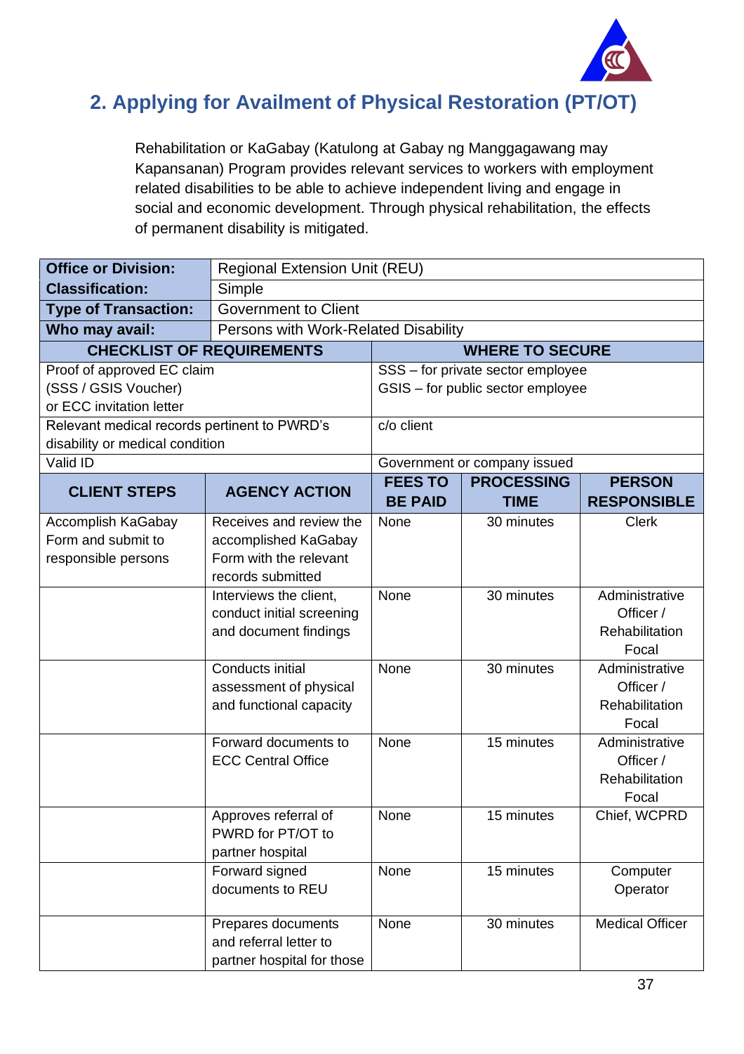## 2. Applying for Availment of Physical Restoration (PT/OT)

Rehabilitation or KaGabay (Katulong at Gabay ng Manggagawang may Kapansanan) Program provides relevant services to workers with employment related disabilities to be able to achieve independent living and engage in social and economic development. Through physical rehabilitation, the effects of permanent disability is mitigated.

| **Office or Division:** | Regional Extension Unit (REU) |
|---|---|
| **Classification:** | Simple |
| **Type of Transaction:** | Government to Client |
| **Who may avail:** | Persons with Work-Related Disability |

| **CHECKLIST OF REQUIREMENTS** | **WHERE TO SECURE** |
|---|---|
| Proof of approved EC claim (SSS / GSIS Voucher) or ECC invitation letter | SSS – for private sector employee<br>GSIS – for public sector employee |
| Relevant medical records pertinent to PWRD's disability or medical condition | c/o client |
| Valid ID | Government or company issued |

| **CLIENT STEPS** | **AGENCY ACTION** | **FEES TO BE PAID** | **PROCESSING TIME** | **PERSON RESPONSIBLE** |
|---|---|---|---|---|
| Accomplish KaGabay Form and submit to responsible persons | Receives and review the accomplished KaGabay Form with the relevant records submitted | None | 30 minutes | Clerk |
| | Interviews the client, conduct initial screening and document findings | None | 30 minutes | Administrative Officer / Rehabilitation Focal |
| | Conducts initial assessment of physical and functional capacity | None | 30 minutes | Administrative Officer / Rehabilitation Focal |
| | Forward documents to ECC Central Office | None | 15 minutes | Administrative Officer / Rehabilitation Focal |
| | Approves referral of PWRD for PT/OT to partner hospital | None | 15 minutes | Chief, WCPRD |
| | Forward signed documents to REU | None | 15 minutes | Computer Operator |
| | Prepares documents and referral letter to partner hospital for those | None | 30 minutes | Medical Officer |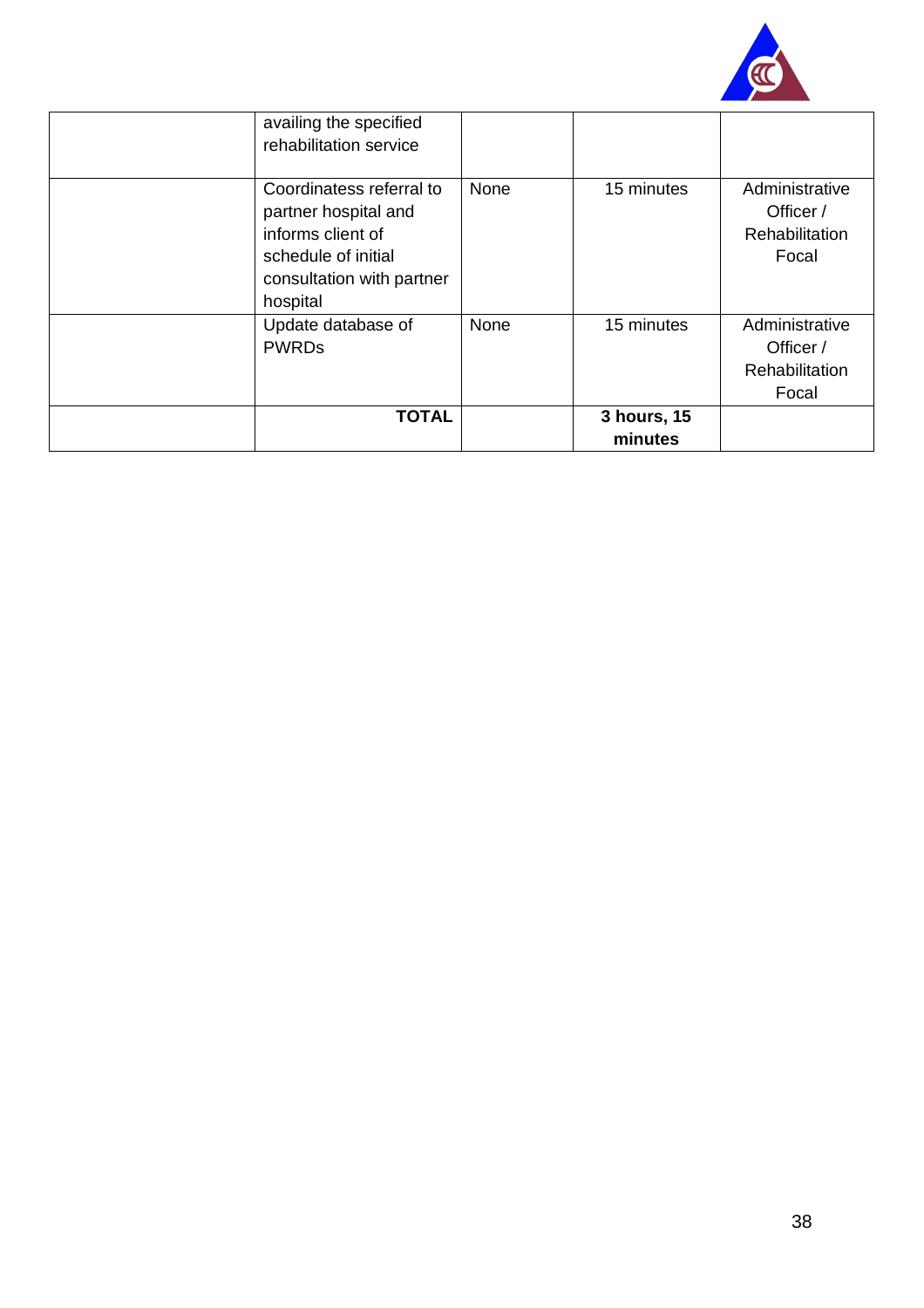| | | | | |
|---|---|---|---|---|
| | availing the specified rehabilitation service | | | |
| | Coordinatess referral to partner hospital and informs client of schedule of initial consultation with partner hospital | None | 15 minutes | Administrative Officer / Rehabilitation Focal |
| | Update database of PWRDs | None | 15 minutes | Administrative Officer / Rehabilitation Focal |
| | **TOTAL** | | **3 hours, 15 minutes** | |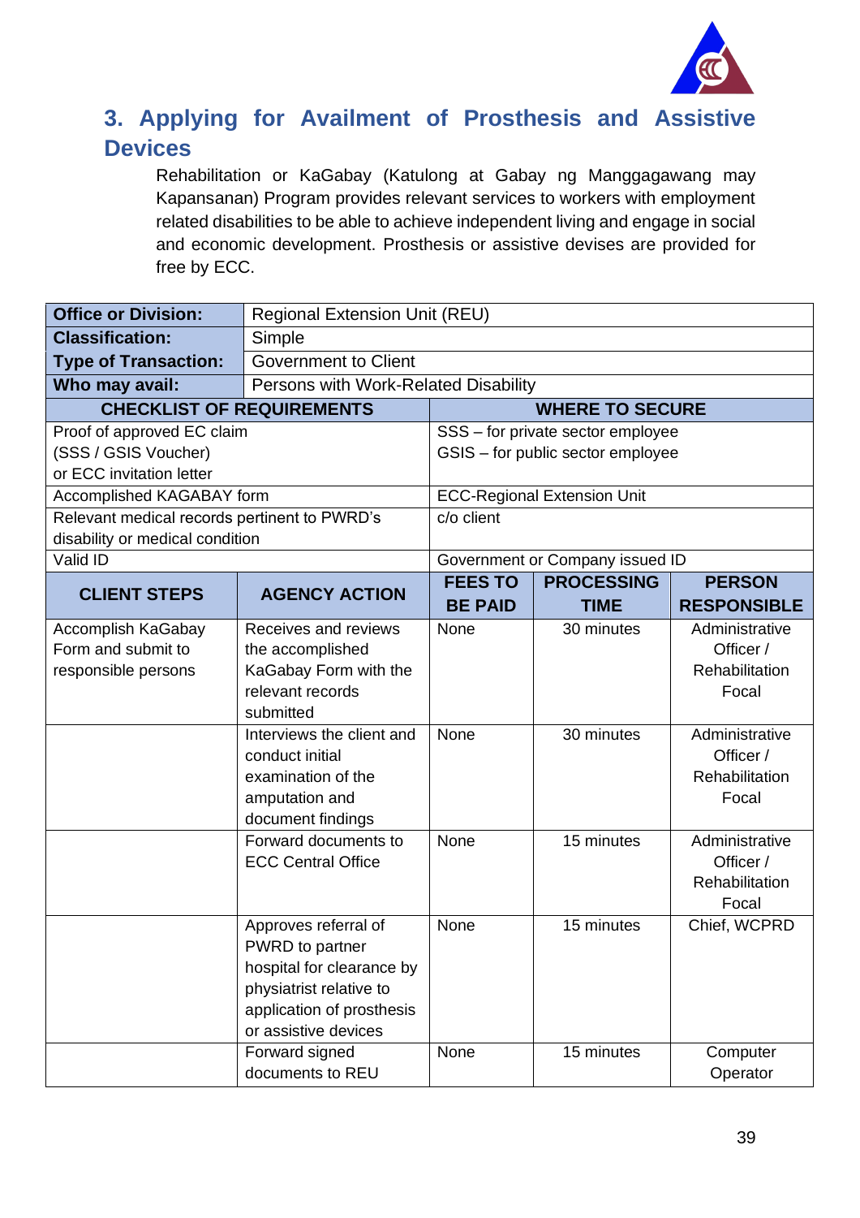## 3. Applying for Availment of Prosthesis and Assistive Devices

Rehabilitation or KaGabay (Katulong at Gabay ng Manggagawang may Kapansanan) Program provides relevant services to workers with employment related disabilities to be able to achieve independent living and engage in social and economic development. Prosthesis or assistive devises are provided for free by ECC.

| **Office or Division:** | Regional Extension Unit (REU) |
|---|---|
| **Classification:** | Simple |
| **Type of Transaction:** | Government to Client |
| **Who may avail:** | Persons with Work-Related Disability |

| **CHECKLIST OF REQUIREMENTS** | **WHERE TO SECURE** |
|---|---|
| Proof of approved EC claim (SSS / GSIS Voucher) or ECC invitation letter | SSS – for private sector employee<br>GSIS – for public sector employee |
| Accomplished KAGABAY form | ECC-Regional Extension Unit |
| Relevant medical records pertinent to PWRD's disability or medical condition | c/o client |
| Valid ID | Government or Company issued ID |

| **CLIENT STEPS** | **AGENCY ACTION** | **FEES TO BE PAID** | **PROCESSING TIME** | **PERSON RESPONSIBLE** |
|---|---|---|---|---|
| Accomplish KaGabay Form and submit to responsible persons | Receives and reviews the accomplished KaGabay Form with the relevant records submitted | None | 30 minutes | Administrative Officer / Rehabilitation Focal |
| | Interviews the client and conduct initial examination of the amputation and document findings | None | 30 minutes | Administrative Officer / Rehabilitation Focal |
| | Forward documents to ECC Central Office | None | 15 minutes | Administrative Officer / Rehabilitation Focal |
| | Approves referral of PWRD to partner hospital for clearance by physiatrist relative to application of prosthesis or assistive devices | None | 15 minutes | Chief, WCPRD |
| | Forward signed documents to REU | None | 15 minutes | Computer Operator |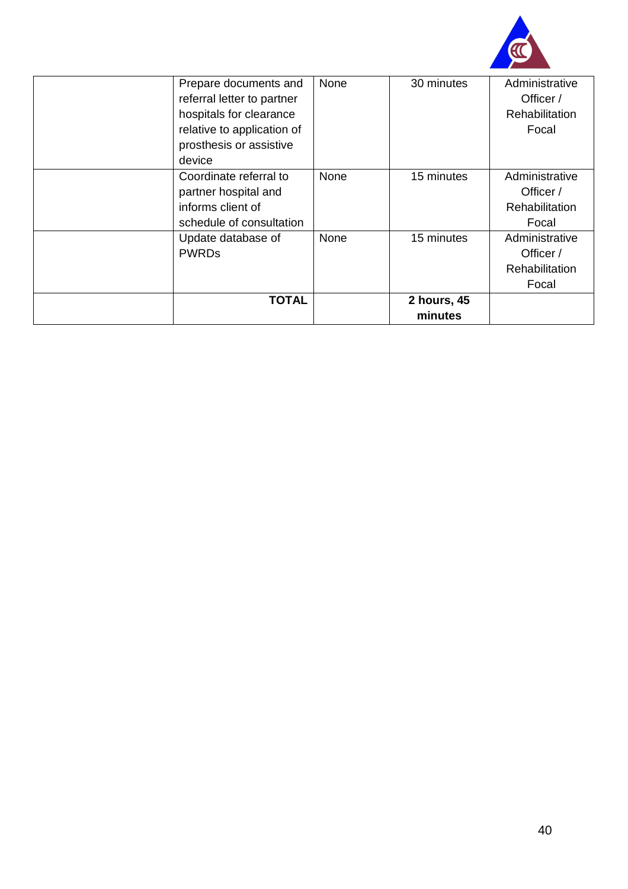| | | | | |
|---|---|---|---|---|
| | Prepare documents and referral letter to partner hospitals for clearance relative to application of prosthesis or assistive device | None | 30 minutes | Administrative Officer / Rehabilitation Focal |
| | Coordinate referral to partner hospital and informs client of schedule of consultation | None | 15 minutes | Administrative Officer / Rehabilitation Focal |
| | Update database of PWRDs | None | 15 minutes | Administrative Officer / Rehabilitation Focal |
| | **TOTAL** | | **2 hours, 45 minutes** | |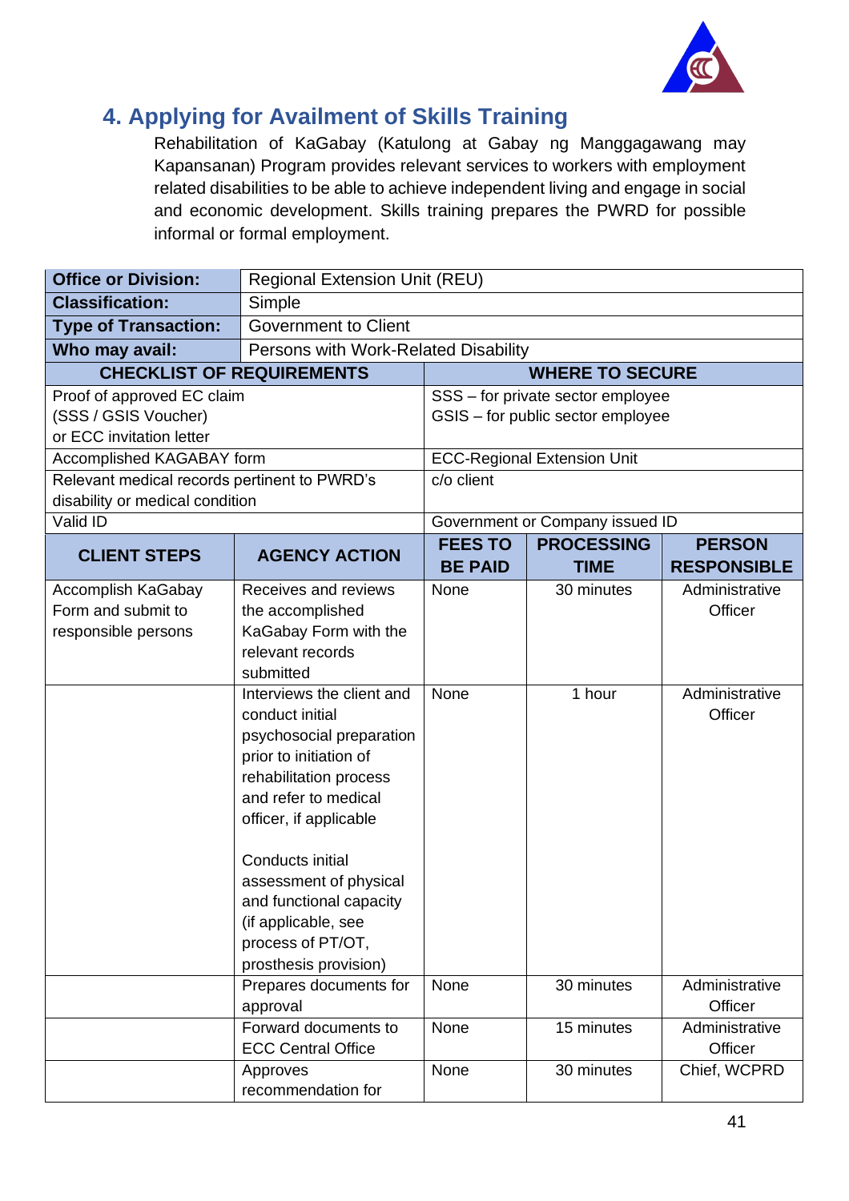## 4. Applying for Availment of Skills Training

Rehabilitation of KaGabay (Katulong at Gabay ng Manggagawang may Kapansanan) Program provides relevant services to workers with employment related disabilities to be able to achieve independent living and engage in social and economic development. Skills training prepares the PWRD for possible informal or formal employment.

| **Office or Division:** | Regional Extension Unit (REU) | | | |
|---|---|---|---|---|
| **Classification:** | Simple | | | |
| **Type of Transaction:** | Government to Client | | | |
| **Who may avail:** | Persons with Work-Related Disability | | | |
| **CHECKLIST OF REQUIREMENTS** | | **WHERE TO SECURE** | | |
| Proof of approved EC claim (SSS / GSIS Voucher) or ECC invitation letter | | SSS – for private sector employee<br>GSIS – for public sector employee | | |
| Accomplished KAGABAY form | | ECC-Regional Extension Unit | | |
| Relevant medical records pertinent to PWRD's disability or medical condition | | c/o client | | |
| Valid ID | | Government or Company issued ID | | |
| **CLIENT STEPS** | **AGENCY ACTION** | **FEES TO BE PAID** | **PROCESSING TIME** | **PERSON RESPONSIBLE** |
| Accomplish KaGabay Form and submit to responsible persons | Receives and reviews the accomplished KaGabay Form with the relevant records submitted | None | 30 minutes | Administrative Officer |
| | Interviews the client and conduct initial psychosocial preparation prior to initiation of rehabilitation process and refer to medical officer, if applicable<br><br>Conducts initial assessment of physical and functional capacity (if applicable, see process of PT/OT, prosthesis provision) | None | 1 hour | Administrative Officer |
| | Prepares documents for approval | None | 30 minutes | Administrative Officer |
| | Forward documents to ECC Central Office | None | 15 minutes | Administrative Officer |
| | Approves recommendation for | None | 30 minutes | Chief, WCPRD |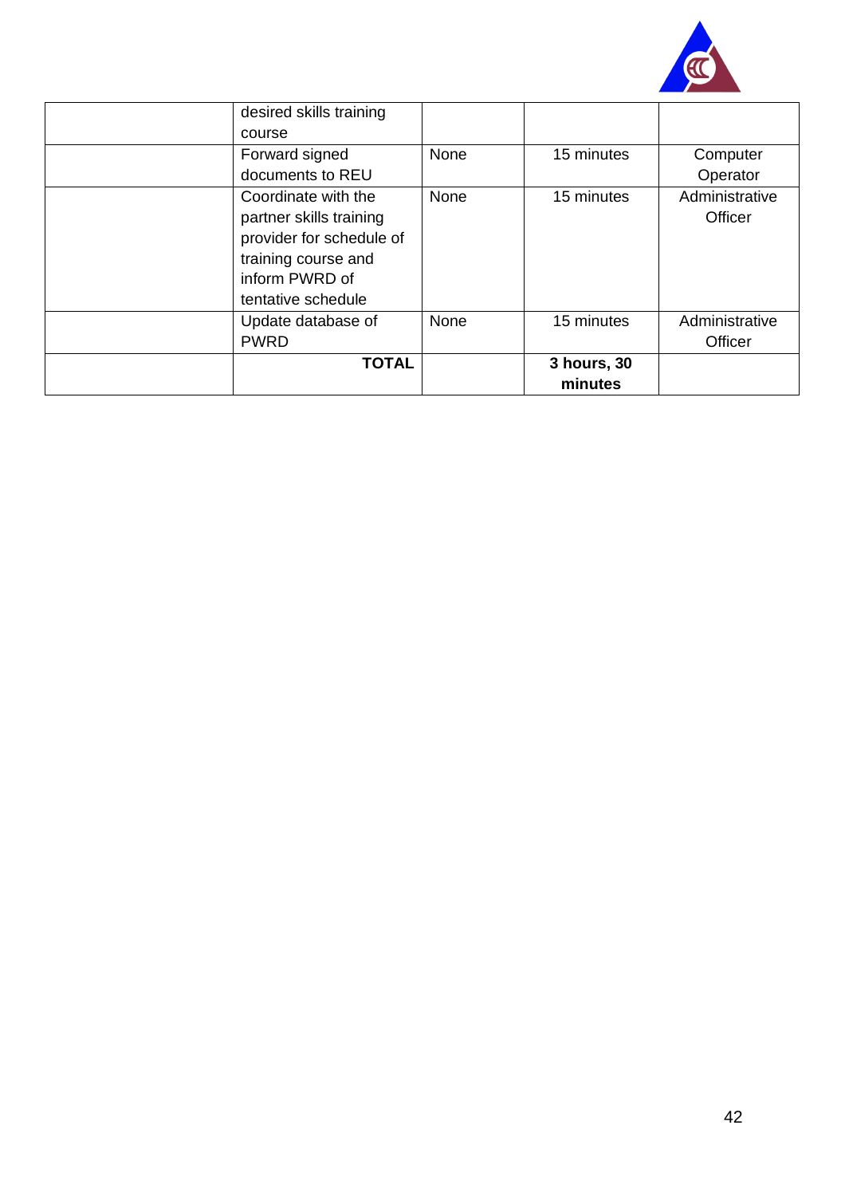| | | | | |
|---|---|---|---|---|
| | desired skills training course | | | |
| | Forward signed documents to REU | None | 15 minutes | Computer Operator |
| | Coordinate with the partner skills training provider for schedule of training course and inform PWRD of tentative schedule | None | 15 minutes | Administrative Officer |
| | Update database of PWRD | None | 15 minutes | Administrative Officer |
| | **TOTAL** | | **3 hours, 30 minutes** | |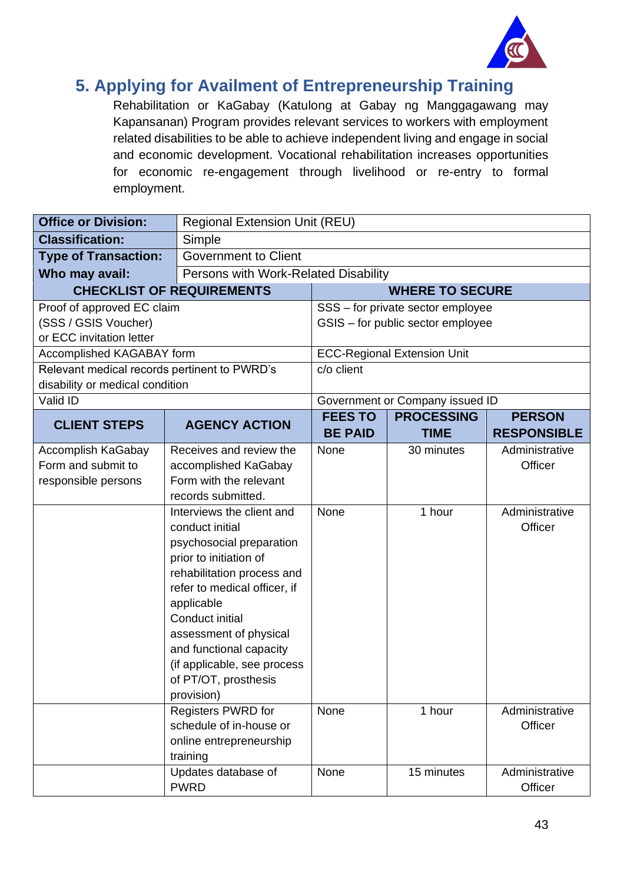## 5. Applying for Availment of Entrepreneurship Training

Rehabilitation or KaGabay (Katulong at Gabay ng Manggagawang may Kapansanan) Program provides relevant services to workers with employment related disabilities to be able to achieve independent living and engage in social and economic development. Vocational rehabilitation increases opportunities for economic re-engagement through livelihood or re-entry to formal employment.

| **Office or Division:** | Regional Extension Unit (REU) |
|---|---|
| **Classification:** | Simple |
| **Type of Transaction:** | Government to Client |
| **Who may avail:** | Persons with Work-Related Disability |

| **CHECKLIST OF REQUIREMENTS** | **WHERE TO SECURE** |
|---|---|
| Proof of approved EC claim (SSS / GSIS Voucher) or ECC invitation letter | SSS – for private sector employee<br>GSIS – for public sector employee |
| Accomplished KAGABAY form | ECC-Regional Extension Unit |
| Relevant medical records pertinent to PWRD's disability or medical condition | c/o client |
| Valid ID | Government or Company issued ID |

| **CLIENT STEPS** | **AGENCY ACTION** | **FEES TO BE PAID** | **PROCESSING TIME** | **PERSON RESPONSIBLE** |
|---|---|---|---|---|
| Accomplish KaGabay Form and submit to responsible persons | Receives and review the accomplished KaGabay Form with the relevant records submitted. | None | 30 minutes | Administrative Officer |
| | Interviews the client and conduct initial psychosocial preparation prior to initiation of rehabilitation process and refer to medical officer, if applicable<br>Conduct initial assessment of physical and functional capacity (if applicable, see process of PT/OT, prosthesis provision) | None | 1 hour | Administrative Officer |
| | Registers PWRD for schedule of in-house or online entrepreneurship training | None | 1 hour | Administrative Officer |
| | Updates database of PWRD | None | 15 minutes | Administrative Officer |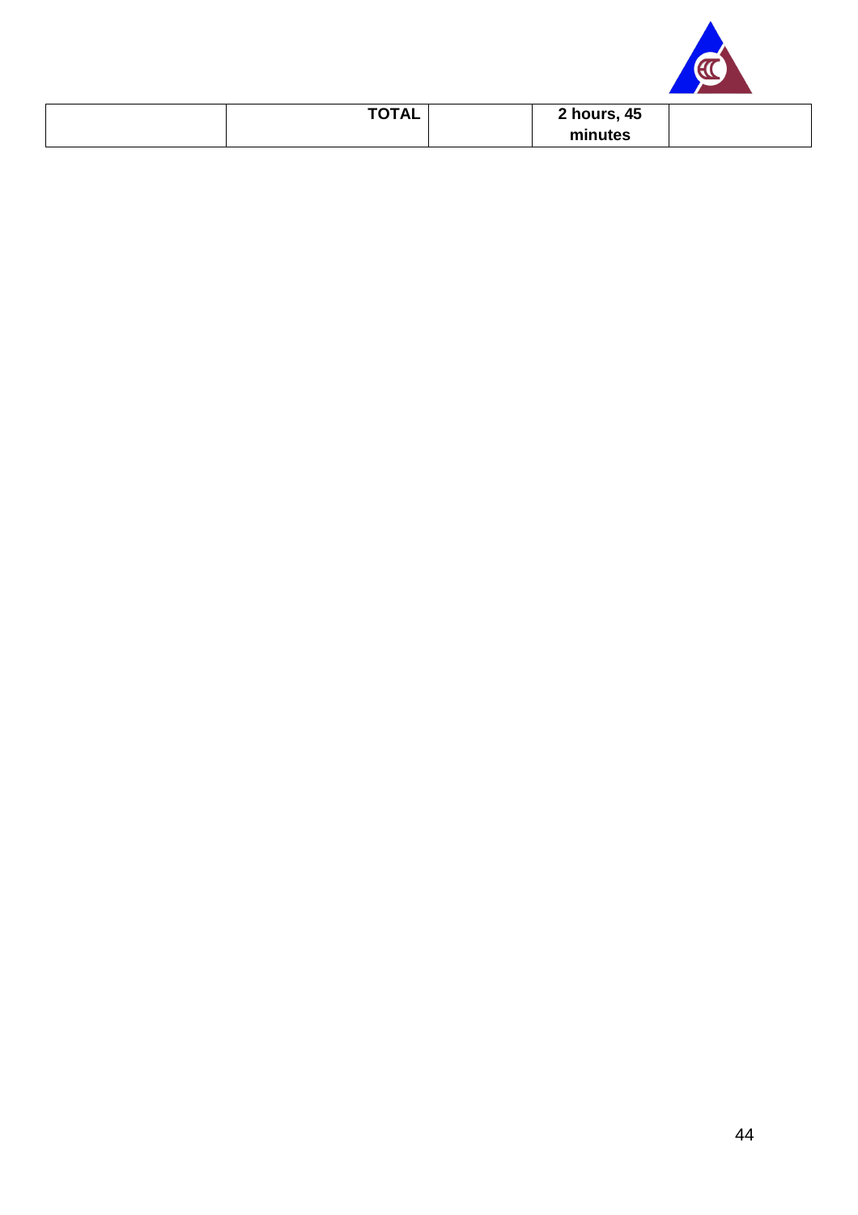| | TOTAL | | 2 hours, 45 minutes | |
|---|---|---|---|---|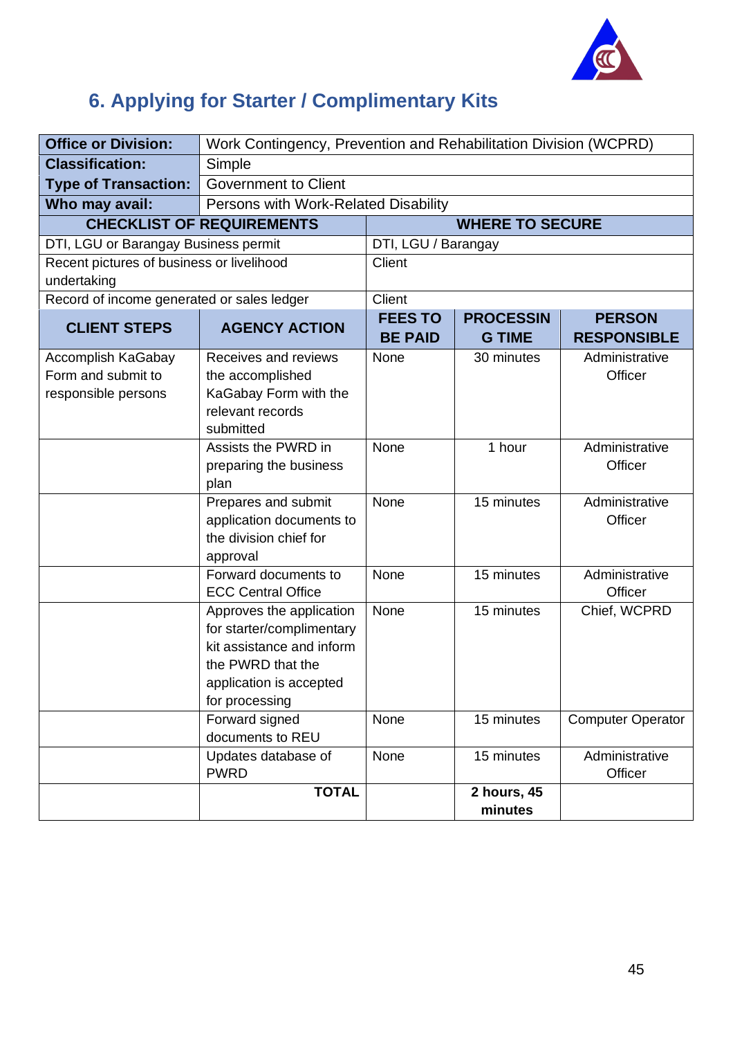## 6. Applying for Starter / Complimentary Kits

| **Office or Division:** | Work Contingency, Prevention and Rehabilitation Division (WCPRD) | | | |
|---|---|---|---|---|
| **Classification:** | Simple | | | |
| **Type of Transaction:** | Government to Client | | | |
| **Who may avail:** | Persons with Work-Related Disability | | | |
| **CHECKLIST OF REQUIREMENTS** | | **WHERE TO SECURE** | | |
| DTI, LGU or Barangay Business permit | | DTI, LGU / Barangay | | |
| Recent pictures of business or livelihood undertaking | | Client | | |
| Record of income generated or sales ledger | | Client | | |
| **CLIENT STEPS** | **AGENCY ACTION** | **FEES TO BE PAID** | **PROCESSING TIME** | **PERSON RESPONSIBLE** |
| Accomplish KaGabay Form and submit to responsible persons | Receives and reviews the accomplished KaGabay Form with the relevant records submitted | None | 30 minutes | Administrative Officer |
| | Assists the PWRD in preparing the business plan | None | 1 hour | Administrative Officer |
| | Prepares and submit application documents to the division chief for approval | None | 15 minutes | Administrative Officer |
| | Forward documents to ECC Central Office | None | 15 minutes | Administrative Officer |
| | Approves the application for starter/complimentary kit assistance and inform the PWRD that the application is accepted for processing | None | 15 minutes | Chief, WCPRD |
| | Forward signed documents to REU | None | 15 minutes | Computer Operator |
| | Updates database of PWRD | None | 15 minutes | Administrative Officer |
| | **TOTAL** | | **2 hours, 45 minutes** | |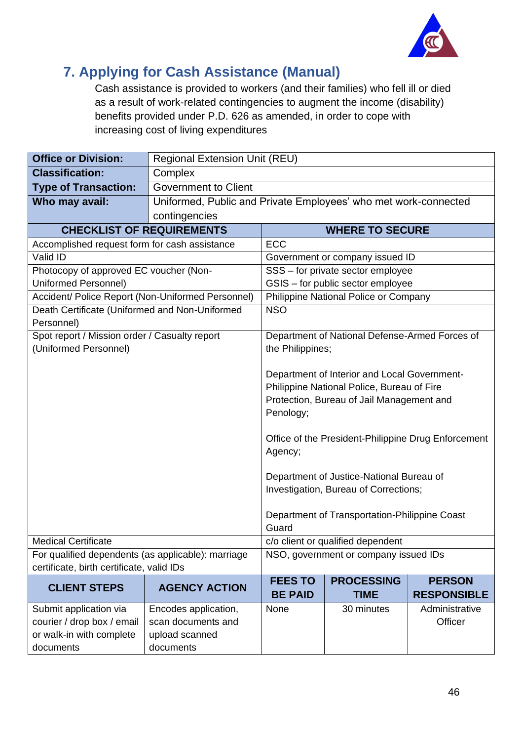## 7. Applying for Cash Assistance (Manual)

Cash assistance is provided to workers (and their families) who fell ill or died as a result of work-related contingencies to augment the income (disability) benefits provided under P.D. 626 as amended, in order to cope with increasing cost of living expenditures

| **Office or Division:** | Regional Extension Unit (REU) |
|---|---|
| **Classification:** | Complex |
| **Type of Transaction:** | Government to Client |
| **Who may avail:** | Uniformed, Public and Private Employees' who met work-connected contingencies |

| **CHECKLIST OF REQUIREMENTS** | **WHERE TO SECURE** |
|---|---|
| Accomplished request form for cash assistance | ECC |
| Valid ID | Government or company issued ID |
| Photocopy of approved EC voucher (Non-Uniformed Personnel) | SSS – for private sector employee<br>GSIS – for public sector employee |
| Accident/ Police Report (Non-Uniformed Personnel) | Philippine National Police or Company |
| Death Certificate (Uniformed and Non-Uniformed Personnel) | NSO |
| Spot report / Mission order / Casualty report (Uniformed Personnel) | Department of National Defense-Armed Forces of the Philippines;<br><br>Department of Interior and Local Government-Philippine National Police, Bureau of Fire Protection, Bureau of Jail Management and Penology;<br><br>Office of the President-Philippine Drug Enforcement Agency;<br><br>Department of Justice-National Bureau of Investigation, Bureau of Corrections;<br><br>Department of Transportation-Philippine Coast Guard |
| Medical Certificate | c/o client or qualified dependent |
| For qualified dependents (as applicable): marriage certificate, birth certificate, valid IDs | NSO, government or company issued IDs |

| **CLIENT STEPS** | **AGENCY ACTION** | **FEES TO BE PAID** | **PROCESSING TIME** | **PERSON RESPONSIBLE** |
|---|---|---|---|---|
| Submit application via courier / drop box / email or walk-in with complete documents | Encodes application, scan documents and upload scanned documents | None | 30 minutes | Administrative Officer |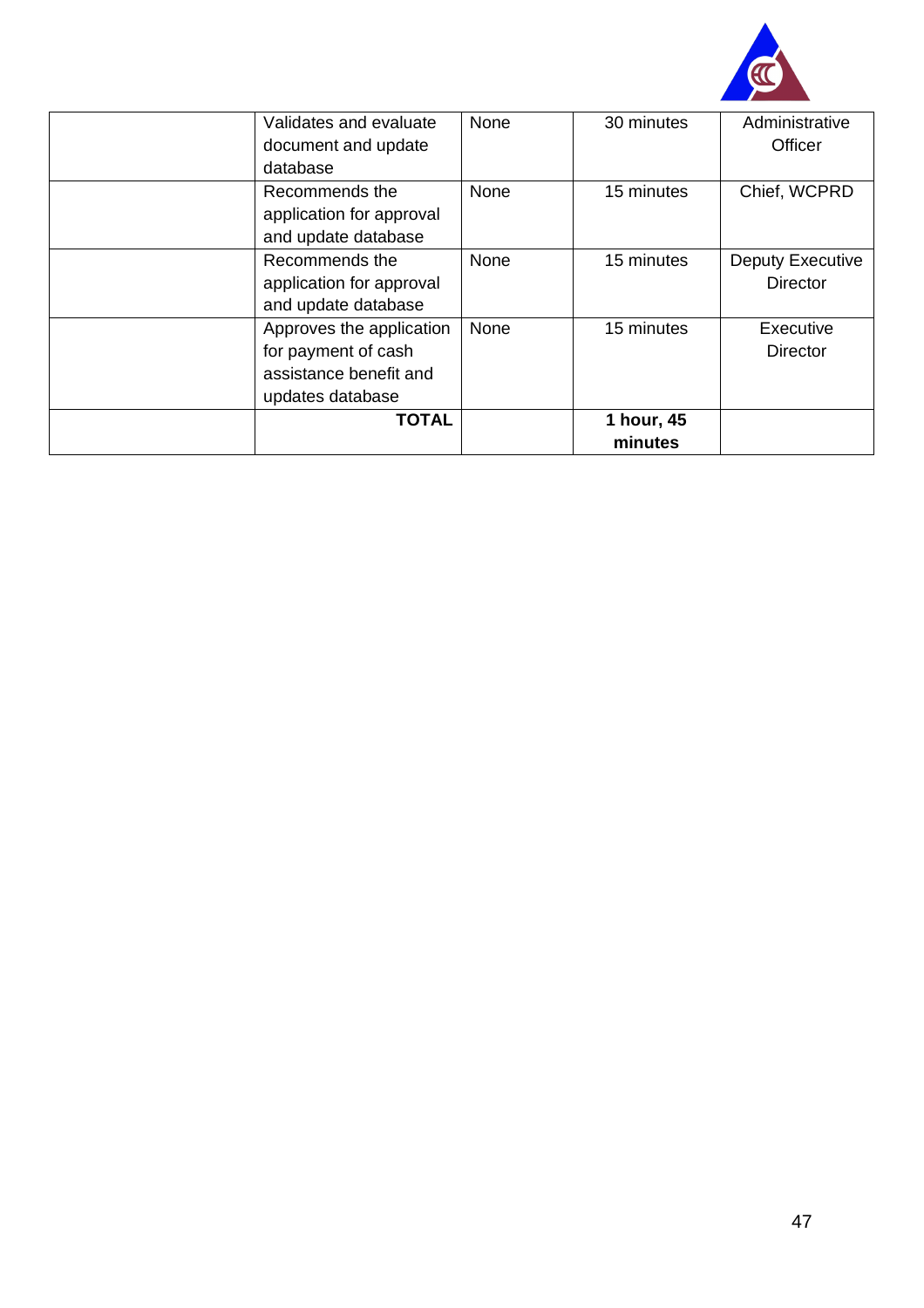| | | | | |
|---|---|---|---|---|
| | Validates and evaluate document and update database | None | 30 minutes | Administrative Officer |
| | Recommends the application for approval and update database | None | 15 minutes | Chief, WCPRD |
| | Recommends the application for approval and update database | None | 15 minutes | Deputy Executive Director |
| | Approves the application for payment of cash assistance benefit and updates database | None | 15 minutes | Executive Director |
| | **TOTAL** | | **1 hour, 45 minutes** | |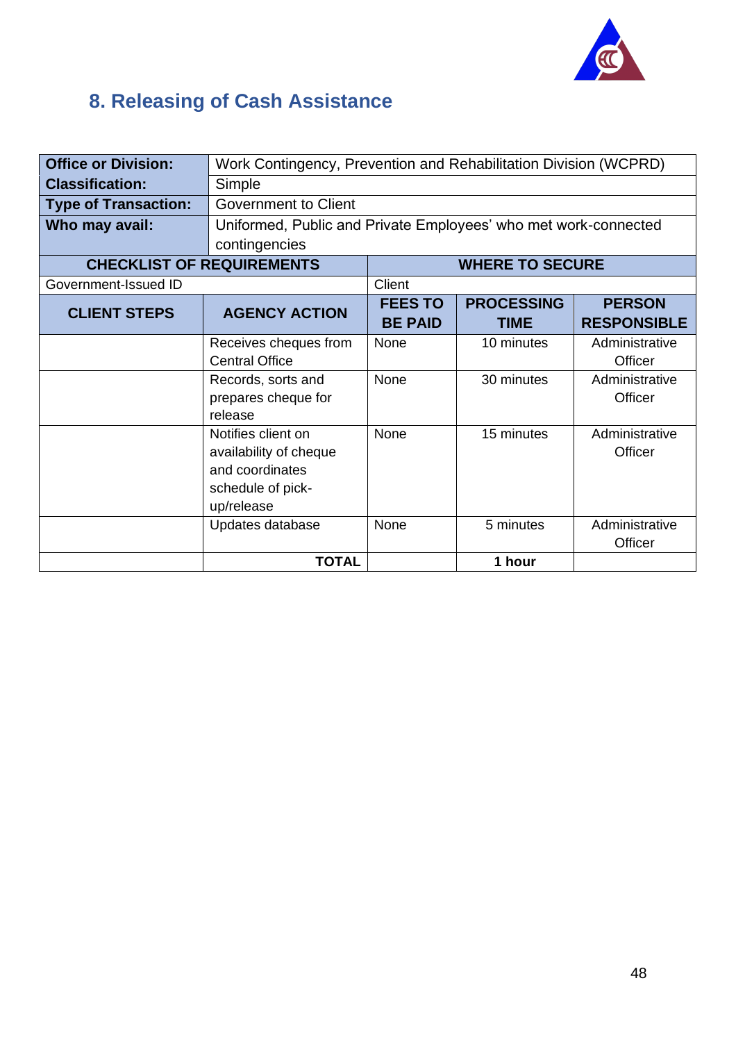## 8. Releasing of Cash Assistance

| **Office or Division:** | Work Contingency, Prevention and Rehabilitation Division (WCPRD) | | | |
|---|---|---|---|---|
| **Classification:** | Simple | | | |
| **Type of Transaction:** | Government to Client | | | |
| **Who may avail:** | Uniformed, Public and Private Employees' who met work-connected contingencies | | | |
| **CHECKLIST OF REQUIREMENTS** | | **WHERE TO SECURE** | | |
| Government-Issued ID | | Client | | |
| **CLIENT STEPS** | **AGENCY ACTION** | **FEES TO BE PAID** | **PROCESSING TIME** | **PERSON RESPONSIBLE** |
| | Receives cheques from Central Office | None | 10 minutes | Administrative Officer |
| | Records, sorts and prepares cheque for release | None | 30 minutes | Administrative Officer |
| | Notifies client on availability of cheque and coordinates schedule of pick-up/release | None | 15 minutes | Administrative Officer |
| | Updates database | None | 5 minutes | Administrative Officer |
| | **TOTAL** | | **1 hour** | |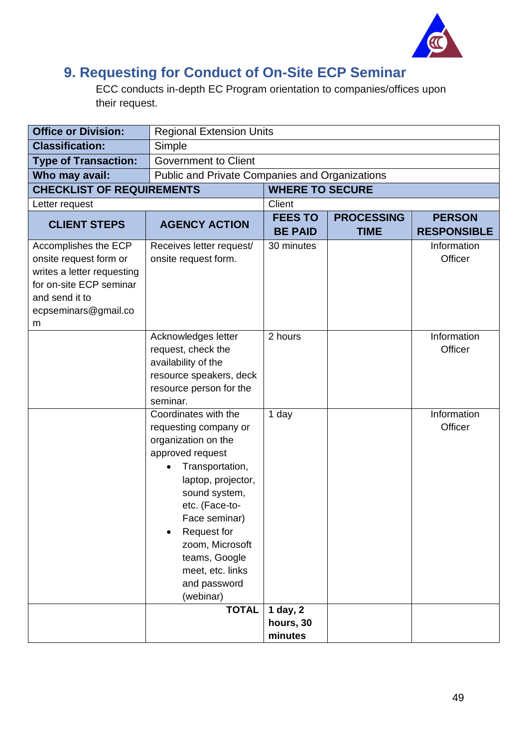## 9. Requesting for Conduct of On-Site ECP Seminar

ECC conducts in-depth EC Program orientation to companies/offices upon their request.

| **Office or Division:** | Regional Extension Units | | | |
|---|---|---|---|---|
| **Classification:** | Simple | | | |
| **Type of Transaction:** | Government to Client | | | |
| **Who may avail:** | Public and Private Companies and Organizations | | | |
| **CHECKLIST OF REQUIREMENTS** | | **WHERE TO SECURE** | | |
| Letter request | | Client | | |
| **CLIENT STEPS** | **AGENCY ACTION** | **FEES TO BE PAID** | **PROCESSING TIME** | **PERSON RESPONSIBLE** |
| Accomplishes the ECP onsite request form or writes a letter requesting for on-site ECP seminar and send it to ecpseminars@gmail.com | Receives letter request/ onsite request form. | 30 minutes | | Information Officer |
| | Acknowledges letter request, check the availability of the resource speakers, deck resource person for the seminar. | 2 hours | | Information Officer |
| | Coordinates with the requesting company or organization on the approved request<br>• Transportation, laptop, projector, sound system, etc. (Face-to-Face seminar)<br>• Request for zoom, Microsoft teams, Google meet, etc. links and password (webinar) | 1 day | | Information Officer |
| | **TOTAL** | **1 day, 2 hours, 30 minutes** | | |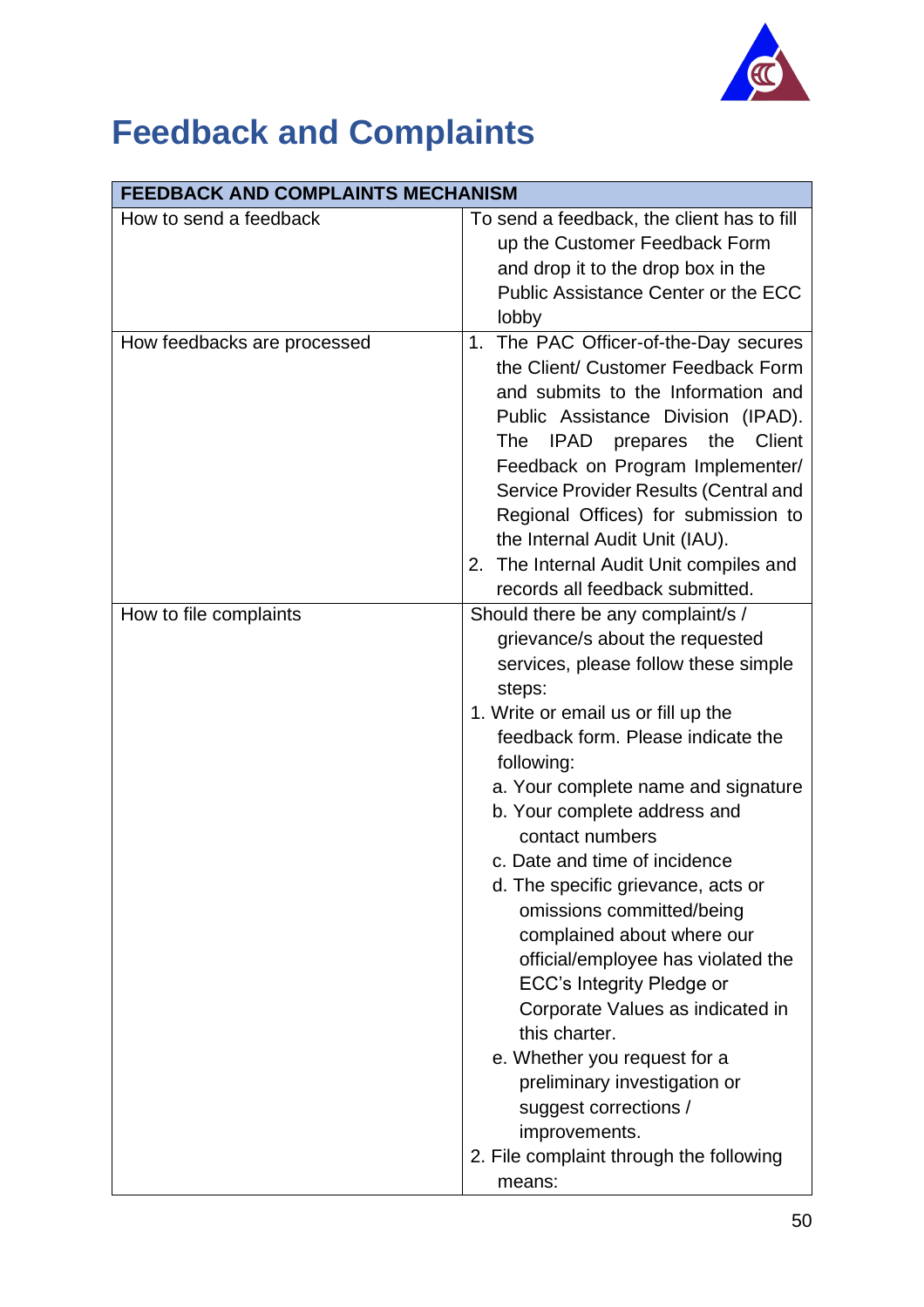# Feedback and Complaints

| FEEDBACK AND COMPLAINTS MECHANISM | |
|---|---|
| How to send a feedback | To send a feedback, the client has to fill up the Customer Feedback Form and drop it to the drop box in the Public Assistance Center or the ECC lobby |
| How feedbacks are processed | 1. The PAC Officer-of-the-Day secures the Client/ Customer Feedback Form and submits to the Information and Public Assistance Division (IPAD). The IPAD prepares the Client Feedback on Program Implementer/ Service Provider Results (Central and Regional Offices) for submission to the Internal Audit Unit (IAU).<br>2. The Internal Audit Unit compiles and records all feedback submitted. |
| How to file complaints | Should there be any complaint/s / grievance/s about the requested services, please follow these simple steps:<br>1. Write or email us or fill up the feedback form. Please indicate the following:<br>a. Your complete name and signature<br>b. Your complete address and contact numbers<br>c. Date and time of incidence<br>d. The specific grievance, acts or omissions committed/being complained about where our official/employee has violated the ECC's Integrity Pledge or Corporate Values as indicated in this charter.<br>e. Whether you request for a preliminary investigation or suggest corrections / improvements.<br>2. File complaint through the following means: |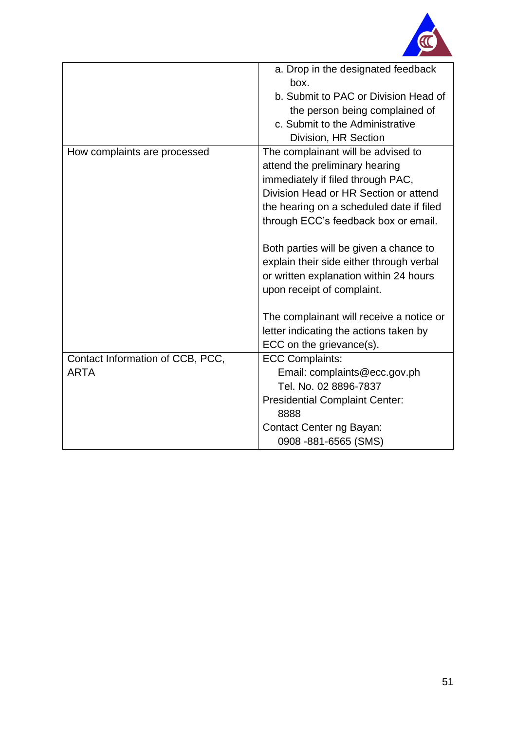| | |
|---|---|
| | a. Drop in the designated feedback box.<br>b. Submit to PAC or Division Head of the person being complained of<br>c. Submit to the Administrative Division, HR Section |
| How complaints are processed | The complainant will be advised to attend the preliminary hearing immediately if filed through PAC, Division Head or HR Section or attend the hearing on a scheduled date if filed through ECC's feedback box or email.<br><br>Both parties will be given a chance to explain their side either through verbal or written explanation within 24 hours upon receipt of complaint.<br><br>The complainant will receive a notice or letter indicating the actions taken by ECC on the grievance(s). |
| Contact Information of CCB, PCC, ARTA | ECC Complaints:<br>Email: complaints@ecc.gov.ph<br>Tel. No. 02 8896-7837<br>Presidential Complaint Center:<br>8888<br>Contact Center ng Bayan:<br>0908 -881-6565 (SMS) |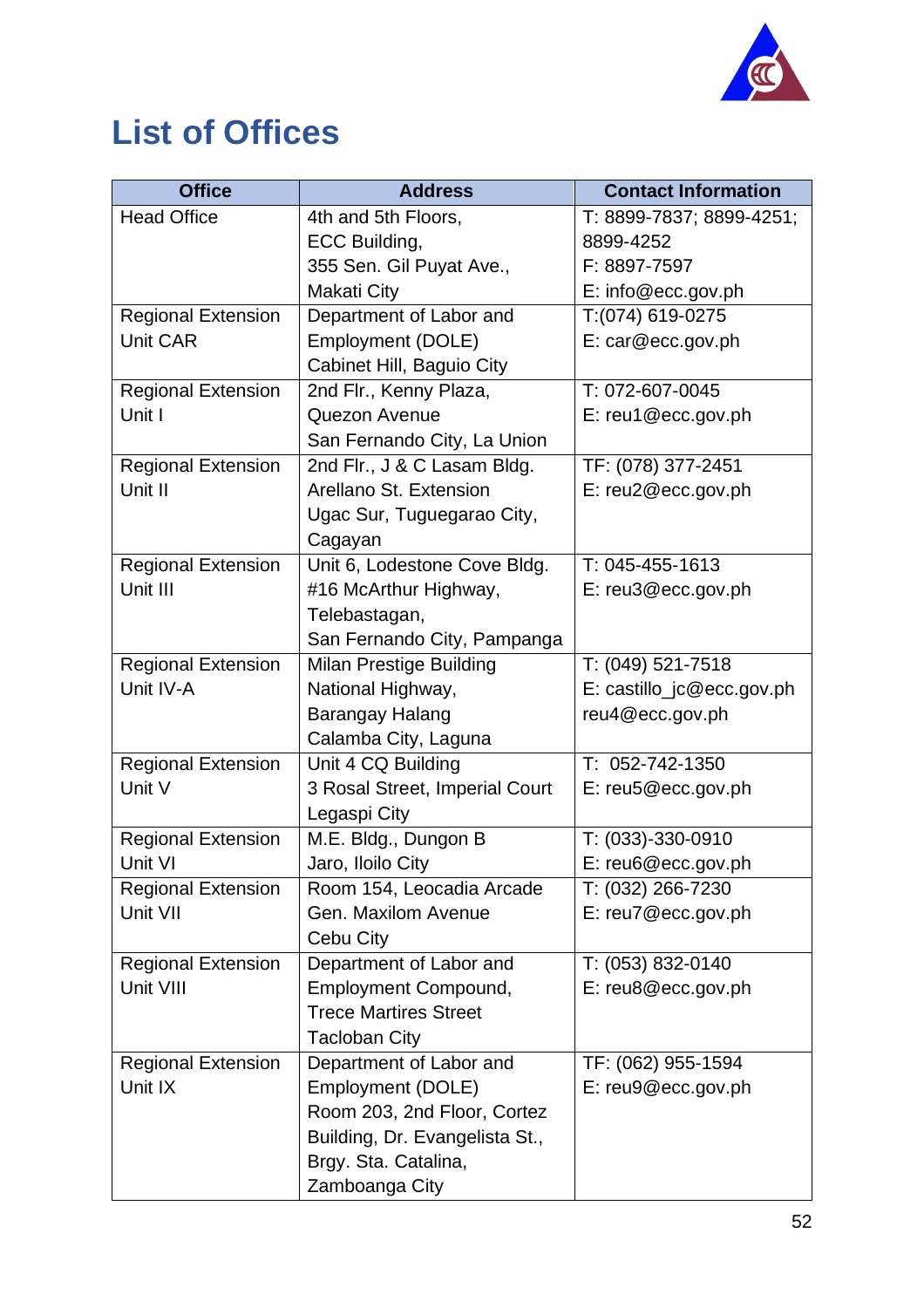# List of Offices

| Office | Address | Contact Information |
|---|---|---|
| Head Office | 4th and 5th Floors, ECC Building, 355 Sen. Gil Puyat Ave., Makati City | T: 8899-7837; 8899-4251; 8899-4252 F: 8897-7597 E: info@ecc.gov.ph |
| Regional Extension Unit CAR | Department of Labor and Employment (DOLE) Cabinet Hill, Baguio City | T:(074) 619-0275 E: car@ecc.gov.ph |
| Regional Extension Unit I | 2nd Flr., Kenny Plaza, Quezon Avenue San Fernando City, La Union | T: 072-607-0045 E: reu1@ecc.gov.ph |
| Regional Extension Unit II | 2nd Flr., J & C Lasam Bldg. Arellano St. Extension Ugac Sur, Tuguegarao City, Cagayan | TF: (078) 377-2451 E: reu2@ecc.gov.ph |
| Regional Extension Unit III | Unit 6, Lodestone Cove Bldg. #16 McArthur Highway, Telebastagan, San Fernando City, Pampanga | T: 045-455-1613 E: reu3@ecc.gov.ph |
| Regional Extension Unit IV-A | Milan Prestige Building National Highway, Barangay Halang Calamba City, Laguna | T: (049) 521-7518 E: castillo_jc@ecc.gov.ph reu4@ecc.gov.ph |
| Regional Extension Unit V | Unit 4 CQ Building 3 Rosal Street, Imperial Court Legaspi City | T: 052-742-1350 E: reu5@ecc.gov.ph |
| Regional Extension Unit VI | M.E. Bldg., Dungon B Jaro, Iloilo City | T: (033)-330-0910 E: reu6@ecc.gov.ph |
| Regional Extension Unit VII | Room 154, Leocadia Arcade Gen. Maxilom Avenue Cebu City | T: (032) 266-7230 E: reu7@ecc.gov.ph |
| Regional Extension Unit VIII | Department of Labor and Employment Compound, Trece Martires Street Tacloban City | T: (053) 832-0140 E: reu8@ecc.gov.ph |
| Regional Extension Unit IX | Department of Labor and Employment (DOLE) Room 203, 2nd Floor, Cortez Building, Dr. Evangelista St., Brgy. Sta. Catalina, Zamboanga City | TF: (062) 955-1594 E: reu9@ecc.gov.ph |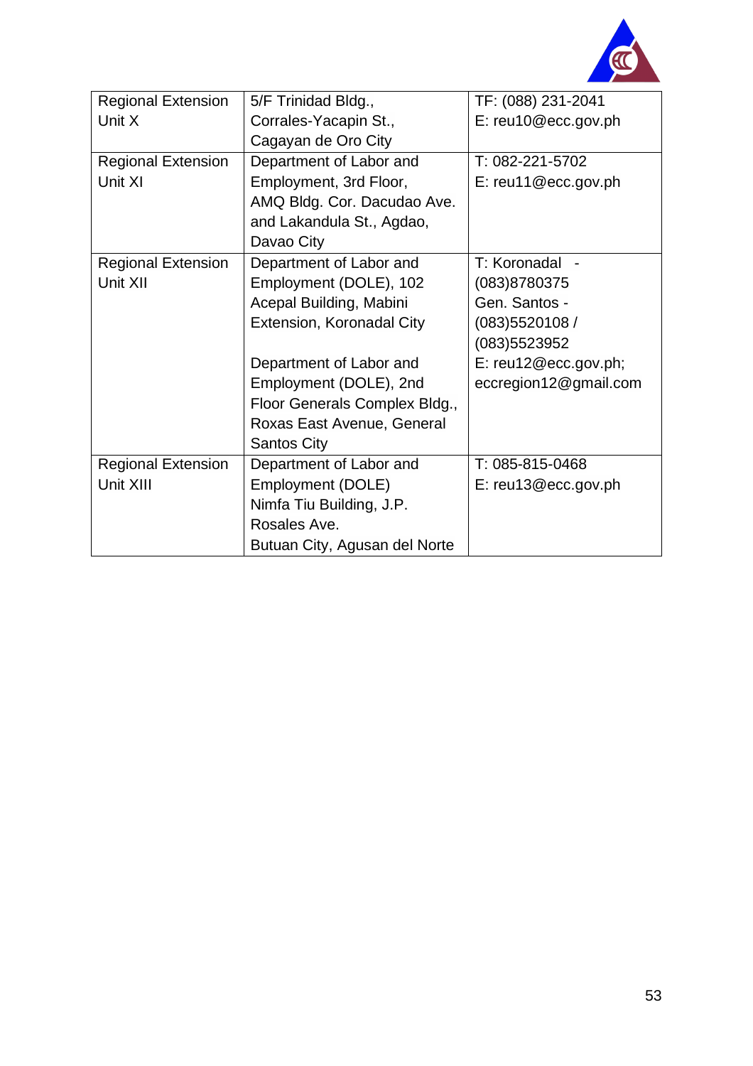| | | |
|---|---|---|
| Regional Extension Unit X | 5/F Trinidad Bldg., Corrales-Yacapin St., Cagayan de Oro City | TF: (088) 231-2041<br>E: reu10@ecc.gov.ph |
| Regional Extension Unit XI | Department of Labor and Employment, 3rd Floor, AMQ Bldg. Cor. Dacudao Ave. and Lakandula St., Agdao, Davao City | T: 082-221-5702<br>E: reu11@ecc.gov.ph |
| Regional Extension Unit XII | Department of Labor and Employment (DOLE), 102 Acepal Building, Mabini Extension, Koronadal City<br><br>Department of Labor and Employment (DOLE), 2nd Floor Generals Complex Bldg., Roxas East Avenue, General Santos City | T: Koronadal - (083)8780375<br>Gen. Santos - (083)5520108 / (083)5523952<br>E: reu12@ecc.gov.ph; eccregion12@gmail.com |
| Regional Extension Unit XIII | Department of Labor and Employment (DOLE) Nimfa Tiu Building, J.P. Rosales Ave.<br>Butuan City, Agusan del Norte | T: 085-815-0468<br>E: reu13@ecc.gov.ph |